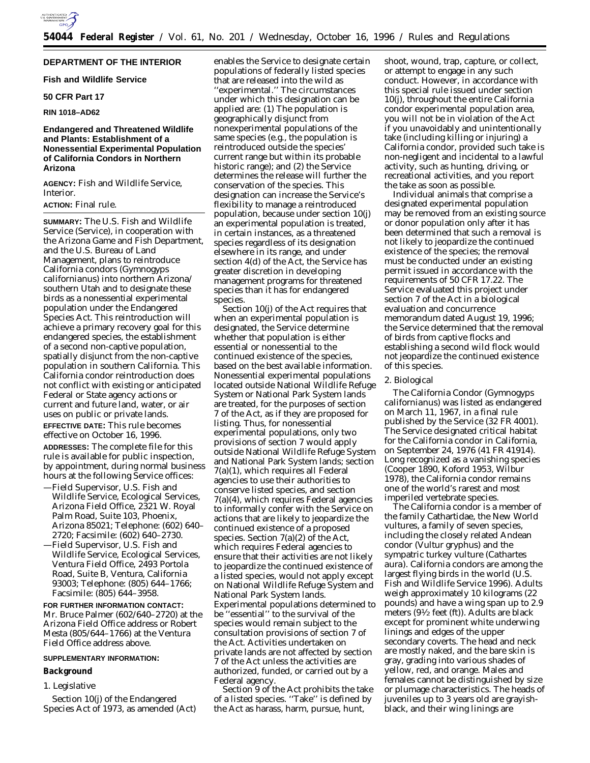## DEPARTMENT OF THE INTERIOR

### Fish and Wildlife Service

### 50 CFR Part 17

**RIN 1018–AD62**

# Endangered and Threatened Wildlife and Plants: Establishment of a Nonessential Experimental Population of California Condors in Northern Arizona

**AGENCY:** Fish and Wildlife Service, Interior.

**ACTION:** Final rule.

**SUMMARY:** The U.S. Fish and Wildlife Service (Service), in cooperation with the Arizona Game and Fish Department, and the U.S. Bureau of Land Management, plans to reintroduce California condors (*Gymnogyps californianus*) into northern Arizona/southern Utah and to designate these birds as a nonessential experimental population under the Endangered Species Act. This reintroduction will achieve a primary recovery goal for this endangered species, the establishment of a second non-captive population, spatially disjunct from the non-captive population in southern California. This California condor reintroduction does not conflict with existing or anticipated Federal or State agency actions or current and future land, water, or air uses on public or private lands.

**EFFECTIVE DATE:** This rule becomes effective on October 16, 1996.

**ADDRESSES:** The complete file for this rule is available for public inspection, by appointment, during normal business hours at the following Service offices:

—Field Supervisor, U.S. Fish and Wildlife Service, Ecological Services, Arizona Field Office, 2321 W. Royal Palm Road, Suite 103, Phoenix, Arizona 85021; Telephone: (602) 640–2720; Facsimile: (602) 640–2730.

—Field Supervisor, U.S. Fish and Wildlife Service, Ecological Services, Ventura Field Office, 2493 Portola Road, Suite B, Ventura, California 93003; Telephone: (805) 644–1766; Facsimile: (805) 644–3958.

**FOR FURTHER INFORMATION CONTACT:** Mr. Bruce Palmer (602/640–2720) at the Arizona Field Office address or Robert Mesta (805/644–1766) at the Ventura Field Office address above.

**SUPPLEMENTARY INFORMATION:**

## Background

1. Legislative

Section 10(j) of the Endangered Species Act of 1973, as amended (Act) enables the Service to designate certain populations of federally listed species that are released into the wild as ''experimental.'' The circumstances under which this designation can be applied are: (1) The population is geographically disjunct from nonexperimental populations of the same species (e.g., the population is reintroduced outside the species' current range but within its probable historic range); and (2) the Service determines the release will further the conservation of the species. This designation can increase the Service's flexibility to manage a reintroduced population, because under section 10(j) an experimental population is treated, in certain instances, as a threatened species regardless of its designation elsewhere in its range, and under section 4(d) of the Act, the Service has greater discretion in developing management programs for threatened species than it has for endangered species.

Section 10(j) of the Act requires that when an experimental population is designated, the Service determine whether that population is either essential or nonessential to the continued existence of the species, based on the best available information. Nonessential experimental populations located outside National Wildlife Refuge System or National Park System lands are treated, for the purposes of section 7 of the Act, as if they are proposed for listing. Thus, for nonessential experimental populations, only two provisions of section 7 would apply outside National Wildlife Refuge System and National Park System lands; section 7(a)(1), which requires all Federal agencies to use their authorities to conserve listed species, and section 7(a)(4), which requires Federal agencies to informally confer with the Service on actions that are likely to jeopardize the continued existence of a proposed species. Section 7(a)(2) of the Act, which requires Federal agencies to ensure that their activities are not likely to jeopardize the continued existence of a listed species, would not apply except on National Wildlife Refuge System and National Park System lands. Experimental populations determined to be ''essential'' to the survival of the species would remain subject to the consultation provisions of section 7 of the Act. Activities undertaken on private lands are not affected by section 7 of the Act unless the activities are authorized, funded, or carried out by a Federal agency.

Section 9 of the Act prohibits the take of a listed species. ''Take'' is defined by the Act as harass, harm, pursue, hunt, shoot, wound, trap, capture, or collect, or attempt to engage in any such conduct. However, in accordance with this special rule issued under section 10(j), throughout the entire California condor experimental population area, you will not be in violation of the Act if you unavoidably and unintentionally take (including killing or injuring) a California condor, provided such take is non-negligent and incidental to a lawful activity, such as hunting, driving, or recreational activities, and you report the take as soon as possible.

Individual animals that comprise a designated experimental population may be removed from an existing source or donor population only after it has been determined that such a removal is not likely to jeopardize the continued existence of the species; the removal must be conducted under an existing permit issued in accordance with the requirements of 50 CFR 17.22. The Service evaluated this project under section 7 of the Act in a biological evaluation and concurrence memorandum dated August 19, 1996; the Service determined that the removal of birds from captive flocks and establishing a second wild flock would not jeopardize the continued existence of this species.

2. Biological

The California Condor (*Gymnogyps californianus*) was listed as endangered on March 11, 1967, in a final rule published by the Service (32 FR 4001). The Service designated critical habitat for the California condor in California, on September 24, 1976 (41 FR 41914). Long recognized as a vanishing species (Cooper 1890, Koford 1953, Wilbur 1978), the California condor remains one of the world's rarest and most imperiled vertebrate species.

The California condor is a member of the family Cathartidae, the New World vultures, a family of seven species, including the closely related Andean condor (*Vultur gryphus*) and the sympatric turkey vulture (*Cathartes aura*). California condors are among the largest flying birds in the world (U.S. Fish and Wildlife Service 1996). Adults weigh approximately 10 kilograms (22 pounds) and have a wing span up to 2.9 meters (9½ feet (ft)). Adults are black except for prominent white underwing linings and edges of the upper secondary coverts. The head and neck are mostly naked, and the bare skin is gray, grading into various shades of yellow, red, and orange. Males and females cannot be distinguished by size or plumage characteristics. The heads of juveniles up to 3 years old are grayish-black, and their wing linings are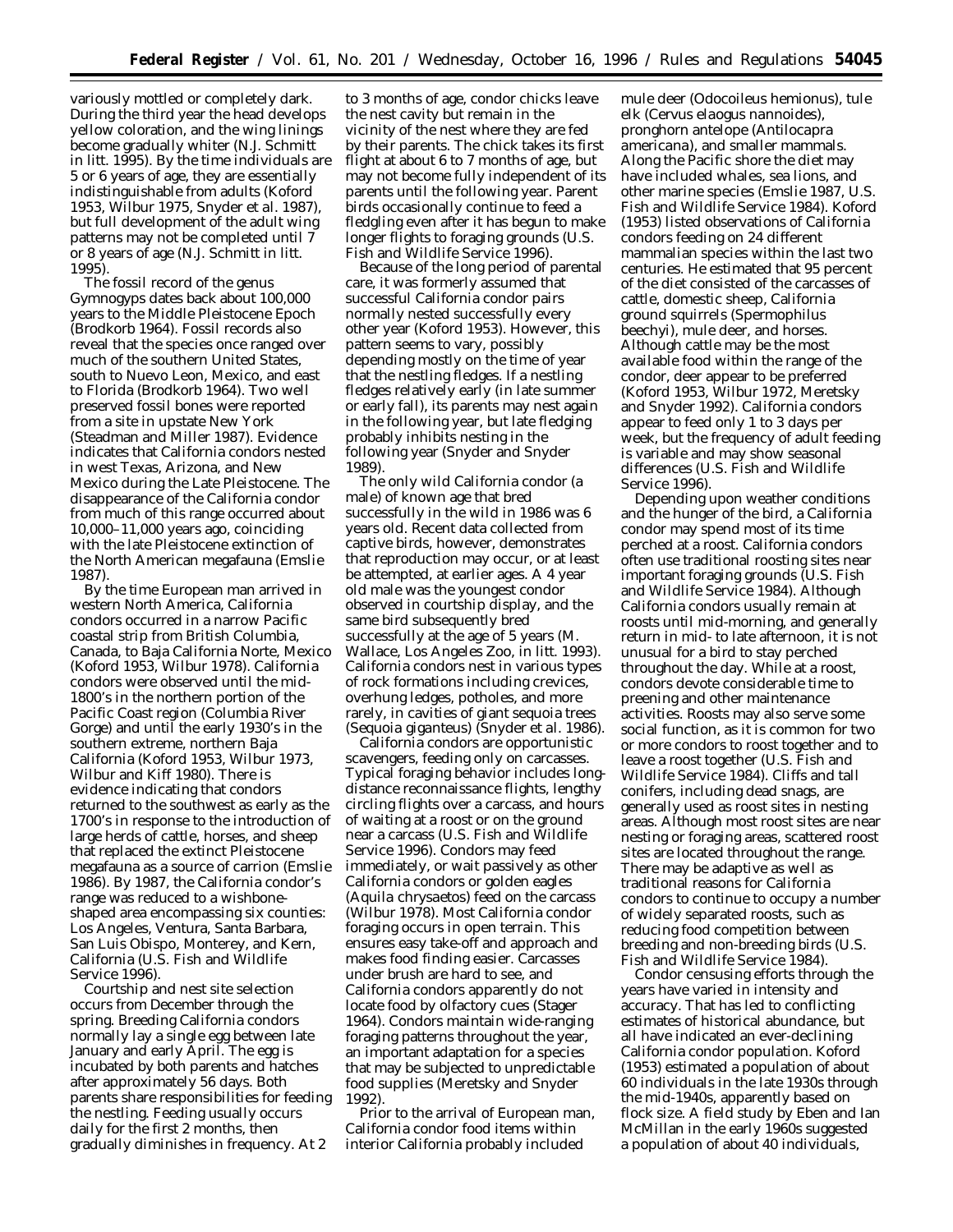variously mottled or completely dark. During the third year the head develops yellow coloration, and the wing linings become gradually whiter (N.J. Schmitt *in litt.* 1995). By the time individuals are 5 or 6 years of age, they are essentially indistinguishable from adults (Koford 1953, Wilbur 1975, Snyder *et al.* 1987), but full development of the adult wing patterns may not be completed until 7 or 8 years of age (N.J. Schmitt *in litt.* 1995).

The fossil record of the genus *Gymnogyps* dates back about 100,000 years to the Middle Pleistocene Epoch (Brodkorb 1964). Fossil records also reveal that the species once ranged over much of the southern United States, south to Nuevo Leon, Mexico, and east to Florida (Brodkorb 1964). Two well preserved fossil bones were reported from a site in upstate New York (Steadman and Miller 1987). Evidence indicates that California condors nested in west Texas, Arizona, and New Mexico during the Late Pleistocene. The disappearance of the California condor from much of this range occurred about 10,000–11,000 years ago, coinciding with the late Pleistocene extinction of the North American megafauna (Emslie 1987).

By the time European man arrived in western North America, California condors occurred in a narrow Pacific coastal strip from British Columbia, Canada, to Baja California Norte, Mexico (Koford 1953, Wilbur 1978). California condors were observed until the mid-1800's in the northern portion of the Pacific Coast region (Columbia River Gorge) and until the early 1930's in the southern extreme, northern Baja California (Koford 1953, Wilbur 1973, Wilbur and Kiff 1980). There is evidence indicating that condors returned to the southwest as early as the 1700's in response to the introduction of large herds of cattle, horses, and sheep that replaced the extinct Pleistocene megafauna as a source of carrion (Emslie 1986). By 1987, the California condor's range was reduced to a wishbone-shaped area encompassing six counties: Los Angeles, Ventura, Santa Barbara, San Luis Obispo, Monterey, and Kern, California (U.S. Fish and Wildlife Service 1996).

Courtship and nest site selection occurs from December through the spring. Breeding California condors normally lay a single egg between late January and early April. The egg is incubated by both parents and hatches after approximately 56 days. Both parents share responsibilities for feeding the nestling. Feeding usually occurs daily for the first 2 months, then gradually diminishes in frequency. At 2 to 3 months of age, condor chicks leave the nest cavity but remain in the vicinity of the nest where they are fed by their parents. The chick takes its first flight at about 6 to 7 months of age, but may not become fully independent of its parents until the following year. Parent birds occasionally continue to feed a fledgling even after it has begun to make longer flights to foraging grounds (U.S. Fish and Wildlife Service 1996).

Because of the long period of parental care, it was formerly assumed that successful California condor pairs normally nested successfully every other year (Koford 1953). However, this pattern seems to vary, possibly depending mostly on the time of year that the nestling fledges. If a nestling fledges relatively early (in late summer or early fall), its parents may nest again in the following year, but late fledging probably inhibits nesting in the following year (Snyder and Snyder 1989).

The only wild California condor (a male) of known age that bred successfully in the wild in 1986 was 6 years old. Recent data collected from captive birds, however, demonstrates that reproduction may occur, or at least be attempted, at earlier ages. A 4 year old male was the youngest condor observed in courtship display, and the same bird subsequently bred successfully at the age of 5 years (M. Wallace, Los Angeles Zoo, *in litt.* 1993). California condors nest in various types of rock formations including crevices, overhung ledges, potholes, and more rarely, in cavities of giant sequoia trees (*Sequoia giganteus*) (Snyder *et al.* 1986).

California condors are opportunistic scavengers, feeding only on carcasses. Typical foraging behavior includes long-distance reconnaissance flights, lengthy circling flights over a carcass, and hours of waiting at a roost or on the ground near a carcass (U.S. Fish and Wildlife Service 1996). Condors may feed immediately, or wait passively as other California condors or golden eagles (*Aquila chrysaetos*) feed on the carcass (Wilbur 1978). Most California condor foraging occurs in open terrain. This ensures easy take-off and approach and makes food finding easier. Carcasses under brush are hard to see, and California condors apparently do not locate food by olfactory cues (Stager 1964). Condors maintain wide-ranging foraging patterns throughout the year, an important adaptation for a species that may be subjected to unpredictable food supplies (Meretsky and Snyder 1992).

Prior to the arrival of European man, California condor food items within interior California probably included mule deer (*Odocoileus hemionus*), tule elk (*Cervus elaogus nannoides*), pronghorn antelope (*Antilocapra americana*), and smaller mammals. Along the Pacific shore the diet may have included whales, sea lions, and other marine species (Emslie 1987, U.S. Fish and Wildlife Service 1984). Koford (1953) listed observations of California condors feeding on 24 different mammalian species within the last two centuries. He estimated that 95 percent of the diet consisted of the carcasses of cattle, domestic sheep, California ground squirrels (*Spermophilus beechyi*), mule deer, and horses. Although cattle may be the most available food within the range of the condor, deer appear to be preferred (Koford 1953, Wilbur 1972, Meretsky and Snyder 1992). California condors appear to feed only 1 to 3 days per week, but the frequency of adult feeding is variable and may show seasonal differences (U.S. Fish and Wildlife Service 1996).

Depending upon weather conditions and the hunger of the bird, a California condor may spend most of its time perched at a roost. California condors often use traditional roosting sites near important foraging grounds (U.S. Fish and Wildlife Service 1984). Although California condors usually remain at roosts until mid-morning, and generally return in mid- to late afternoon, it is not unusual for a bird to stay perched throughout the day. While at a roost, condors devote considerable time to preening and other maintenance activities. Roosts may also serve some social function, as it is common for two or more condors to roost together and to leave a roost together (U.S. Fish and Wildlife Service 1984). Cliffs and tall conifers, including dead snags, are generally used as roost sites in nesting areas. Although most roost sites are near nesting or foraging areas, scattered roost sites are located throughout the range. There may be adaptive as well as traditional reasons for California condors to continue to occupy a number of widely separated roosts, such as reducing food competition between breeding and non-breeding birds (U.S. Fish and Wildlife Service 1984).

Condor censusing efforts through the years have varied in intensity and accuracy. That has led to conflicting estimates of historical abundance, but all have indicated an ever-declining California condor population. Koford (1953) estimated a population of about 60 individuals in the late 1930s through the mid-1940s, apparently based on flock size. A field study by Eben and Ian McMillan in the early 1960s suggested a population of about 40 individuals,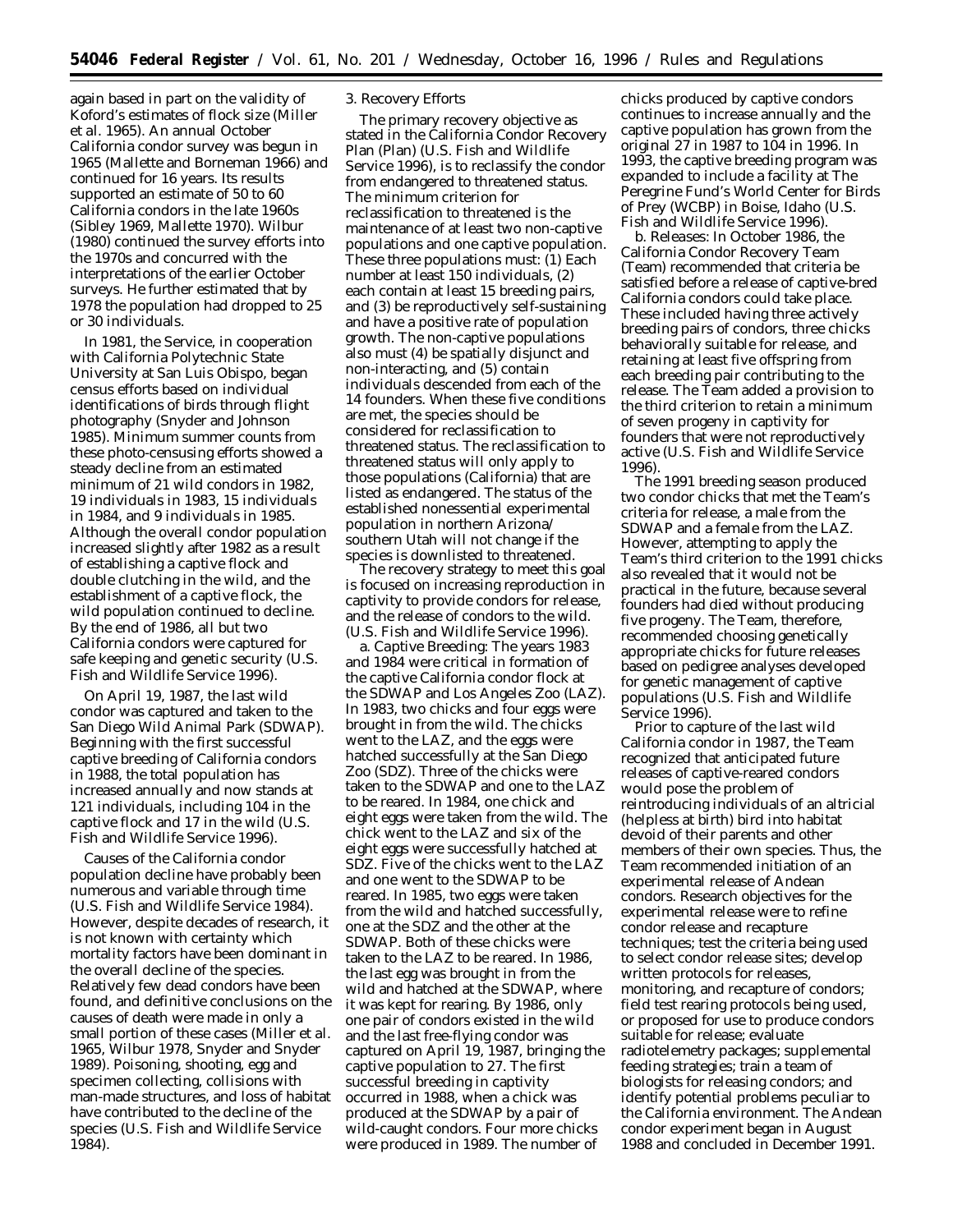again based in part on the validity of Koford's estimates of flock size (Miller et al. 1965). An annual October California condor survey was begun in 1965 (Mallette and Borneman 1966) and continued for 16 years. Its results supported an estimate of 50 to 60 California condors in the late 1960s (Sibley 1969, Mallette 1970). Wilbur (1980) continued the survey efforts into the 1970s and concurred with the interpretations of the earlier October surveys. He further estimated that by 1978 the population had dropped to 25 or 30 individuals.

In 1981, the Service, in cooperation with California Polytechnic State University at San Luis Obispo, began census efforts based on individual identifications of birds through flight photography (Snyder and Johnson 1985). Minimum summer counts from these photo-censusing efforts showed a steady decline from an estimated minimum of 21 wild condors in 1982, 19 individuals in 1983, 15 individuals in 1984, and 9 individuals in 1985. Although the overall condor population increased slightly after 1982 as a result of establishing a captive flock and double clutching in the wild, and the establishment of a captive flock, the wild population continued to decline. By the end of 1986, all but two California condors were captured for safe keeping and genetic security (U.S. Fish and Wildlife Service 1996).

On April 19, 1987, the last wild condor was captured and taken to the San Diego Wild Animal Park (SDWAP). Beginning with the first successful captive breeding of California condors in 1988, the total population has increased annually and now stands at 121 individuals, including 104 in the captive flock and 17 in the wild (U.S. Fish and Wildlife Service 1996).

Causes of the California condor population decline have probably been numerous and variable through time (U.S. Fish and Wildlife Service 1984). However, despite decades of research, it is not known with certainty which mortality factors have been dominant in the overall decline of the species. Relatively few dead condors have been found, and definitive conclusions on the causes of death were made in only a small portion of these cases (Miller et al. 1965, Wilbur 1978, Snyder and Snyder 1989). Poisoning, shooting, egg and specimen collecting, collisions with man-made structures, and loss of habitat have contributed to the decline of the species (U.S. Fish and Wildlife Service 1984).

3. Recovery Efforts

The primary recovery objective as stated in the California Condor Recovery Plan (Plan) (U.S. Fish and Wildlife Service 1996), is to reclassify the condor from endangered to threatened status. The minimum criterion for reclassification to threatened is the maintenance of at least two non-captive populations and one captive population. These three populations must: (1) Each number at least 150 individuals, (2) each contain at least 15 breeding pairs, and (3) be reproductively self-sustaining and have a positive rate of population growth. The non-captive populations also must (4) be spatially disjunct and non-interacting, and (5) contain individuals descended from each of the 14 founders. When these five conditions are met, the species should be considered for reclassification to threatened status. The reclassification to threatened status will only apply to those populations (California) that are listed as endangered. The status of the established nonessential experimental population in northern Arizona/southern Utah will not change if the species is downlisted to threatened.

The recovery strategy to meet this goal is focused on increasing reproduction in captivity to provide condors for release, and the release of condors to the wild. (U.S. Fish and Wildlife Service 1996).

a. *Captive Breeding:* The years 1983 and 1984 were critical in formation of the captive California condor flock at the SDWAP and Los Angeles Zoo (LAZ). In 1983, two chicks and four eggs were brought in from the wild. The chicks went to the LAZ, and the eggs were hatched successfully at the San Diego Zoo (SDZ). Three of the chicks were taken to the SDWAP and one to the LAZ to be reared. In 1984, one chick and eight eggs were taken from the wild. The chick went to the LAZ and six of the eight eggs were successfully hatched at SDZ. Five of the chicks went to the LAZ and one went to the SDWAP to be reared. In 1985, two eggs were taken from the wild and hatched successfully, one at the SDZ and the other at the SDWAP. Both of these chicks were taken to the LAZ to be reared. In 1986, the last egg was brought in from the wild and hatched at the SDWAP, where it was kept for rearing. By 1986, only one pair of condors existed in the wild and the last free-flying condor was captured on April 19, 1987, bringing the captive population to 27. The first successful breeding in captivity occurred in 1988, when a chick was produced at the SDWAP by a pair of wild-caught condors. Four more chicks were produced in 1989. The number of chicks produced by captive condors continues to increase annually and the captive population has grown from the original 27 in 1987 to 104 in 1996. In 1993, the captive breeding program was expanded to include a facility at The Peregrine Fund's World Center for Birds of Prey (WCBP) in Boise, Idaho (U.S. Fish and Wildlife Service 1996).

b. *Releases:* In October 1986, the California Condor Recovery Team (Team) recommended that criteria be satisfied before a release of captive-bred California condors could take place. These included having three actively breeding pairs of condors, three chicks behaviorally suitable for release, and retaining at least five offspring from each breeding pair contributing to the release. The Team added a provision to the third criterion to retain a minimum of seven progeny in captivity for founders that were not reproductively active (U.S. Fish and Wildlife Service 1996).

The 1991 breeding season produced two condor chicks that met the Team's criteria for release, a male from the SDWAP and a female from the LAZ. However, attempting to apply the Team's third criterion to the 1991 chicks also revealed that it would not be practical in the future, because several founders had died without producing five progeny. The Team, therefore, recommended choosing genetically appropriate chicks for future releases based on pedigree analyses developed for genetic management of captive populations (U.S. Fish and Wildlife Service 1996).

Prior to capture of the last wild California condor in 1987, the Team recognized that anticipated future releases of captive-reared condors would pose the problem of reintroducing individuals of an altricial (helpless at birth) bird into habitat devoid of their parents and other members of their own species. Thus, the Team recommended initiation of an experimental release of Andean condors. Research objectives for the experimental release were to refine condor release and recapture techniques; test the criteria being used to select condor release sites; develop written protocols for releases, monitoring, and recapture of condors; field test rearing protocols being used, or proposed for use to produce condors suitable for release; evaluate radiotelemetry packages; supplemental feeding strategies; train a team of biologists for releasing condors; and identify potential problems peculiar to the California environment. The Andean condor experiment began in August 1988 and concluded in December 1991.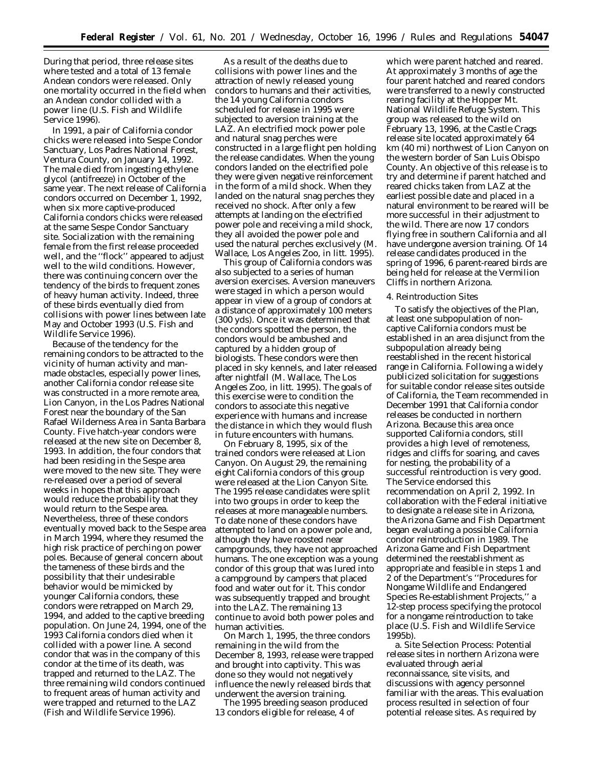During that period, three release sites where tested and a total of 13 female Andean condors were released. Only one mortality occurred in the field when an Andean condor collided with a power line (U.S. Fish and Wildlife Service 1996).

In 1991, a pair of California condor chicks were released into Sespe Condor Sanctuary, Los Padres National Forest, Ventura County, on January 14, 1992. The male died from ingesting ethylene glycol (antifreeze) in October of the same year. The next release of California condors occurred on December 1, 1992, when six more captive-produced California condors chicks were released at the same Sespe Condor Sanctuary site. Socialization with the remaining female from the first release proceeded well, and the ''flock'' appeared to adjust well to the wild conditions. However, there was continuing concern over the tendency of the birds to frequent zones of heavy human activity. Indeed, three of these birds eventually died from collisions with power lines between late May and October 1993 (U.S. Fish and Wildlife Service 1996).

Because of the tendency for the remaining condors to be attracted to the vicinity of human activity and man-made obstacles, especially power lines, another California condor release site was constructed in a more remote area, Lion Canyon, in the Los Padres National Forest near the boundary of the San Rafael Wilderness Area in Santa Barbara County. Five hatch-year condors were released at the new site on December 8, 1993. In addition, the four condors that had been residing in the Sespe area were moved to the new site. They were re-released over a period of several weeks in hopes that this approach would reduce the probability that they would return to the Sespe area. Nevertheless, three of these condors eventually moved back to the Sespe area in March 1994, where they resumed the high risk practice of perching on power poles. Because of general concern about the tameness of these birds and the possibility that their undesirable behavior would be mimicked by younger California condors, these condors were retrapped on March 29, 1994, and added to the captive breeding population. On June 24, 1994, one of the 1993 California condors died when it collided with a power line. A second condor that was in the company of this condor at the time of its death, was trapped and returned to the LAZ. The three remaining wild condors continued to frequent areas of human activity and were trapped and returned to the LAZ (Fish and Wildlife Service 1996).

As a result of the deaths due to collisions with power lines and the attraction of newly released young condors to humans and their activities, the 14 young California condors scheduled for release in 1995 were subjected to aversion training at the LAZ. An electrified mock power pole and natural snag perches were constructed in a large flight pen holding the release candidates. When the young condors landed on the electrified pole they were given negative reinforcement in the form of a mild shock. When they landed on the natural snag perches they received no shock. After only a few attempts at landing on the electrified power pole and receiving a mild shock, they all avoided the power pole and used the natural perches exclusively (M. Wallace, Los Angeles Zoo, in litt. 1995).

This group of California condors was also subjected to a series of human aversion exercises. Aversion maneuvers were staged in which a person would appear in view of a group of condors at a distance of approximately 100 meters (300 yds). Once it was determined that the condors spotted the person, the condors would be ambushed and captured by a hidden group of biologists. These condors were then placed in sky kennels, and later released after nightfall (M. Wallace, The Los Angeles Zoo, in litt. 1995). The goals of this exercise were to condition the condors to associate this negative experience with humans and increase the distance in which they would flush in future encounters with humans.

On February 8, 1995, six of the trained condors were released at Lion Canyon. On August 29, the remaining eight California condors of this group were released at the Lion Canyon Site. The 1995 release candidates were split into two groups in order to keep the releases at more manageable numbers. To date none of these condors have attempted to land on a power pole and, although they have roosted near campgrounds, they have not approached humans. The one exception was a young condor of this group that was lured into a campground by campers that placed food and water out for it. This condor was subsequently trapped and brought into the LAZ. The remaining 13 continue to avoid both power poles and human activities.

On March 1, 1995, the three condors remaining in the wild from the December 8, 1993, release were trapped and brought into captivity. This was done so they would not negatively influence the newly released birds that underwent the aversion training.

The 1995 breeding season produced 13 condors eligible for release, 4 of which were parent hatched and reared. At approximately 3 months of age the four parent hatched and reared condors were transferred to a newly constructed rearing facility at the Hopper Mt. National Wildlife Refuge System. This group was released to the wild on February 13, 1996, at the Castle Crags release site located approximately 64 km (40 mi) northwest of Lion Canyon on the western border of San Luis Obispo County. An objective of this release is to try and determine if parent hatched and reared chicks taken from LAZ at the earliest possible date and placed in a natural environment to be reared will be more successful in their adjustment to the wild. There are now 17 condors flying free in southern California and all have undergone aversion training. Of 14 release candidates produced in the spring of 1996, 6 parent-reared birds are being held for release at the Vermilion Cliffs in northern Arizona.

4. Reintroduction Sites

To satisfy the objectives of the Plan, at least one subpopulation of non-captive California condors must be established in an area disjunct from the subpopulation already being reestablished in the recent historical range in California. Following a widely publicized solicitation for suggestions for suitable condor release sites outside of California, the Team recommended in December 1991 that California condor releases be conducted in northern Arizona. Because this area once supported California condors, still provides a high level of remoteness, ridges and cliffs for soaring, and caves for nesting, the probability of a successful reintroduction is very good. The Service endorsed this recommendation on April 2, 1992. In collaboration with the Federal initiative to designate a release site in Arizona, the Arizona Game and Fish Department began evaluating a possible California condor reintroduction in 1989. The Arizona Game and Fish Department determined the reestablishment as appropriate and feasible in steps 1 and 2 of the Department's ''Procedures for Nongame Wildlife and Endangered Species Re-establishment Projects,'' a 12-step process specifying the protocol for a nongame reintroduction to take place (U.S. Fish and Wildlife Service 1995b).

a. *Site Selection Process:* Potential release sites in northern Arizona were evaluated through aerial reconnaissance, site visits, and discussions with agency personnel familiar with the areas. This evaluation process resulted in selection of four potential release sites. As required by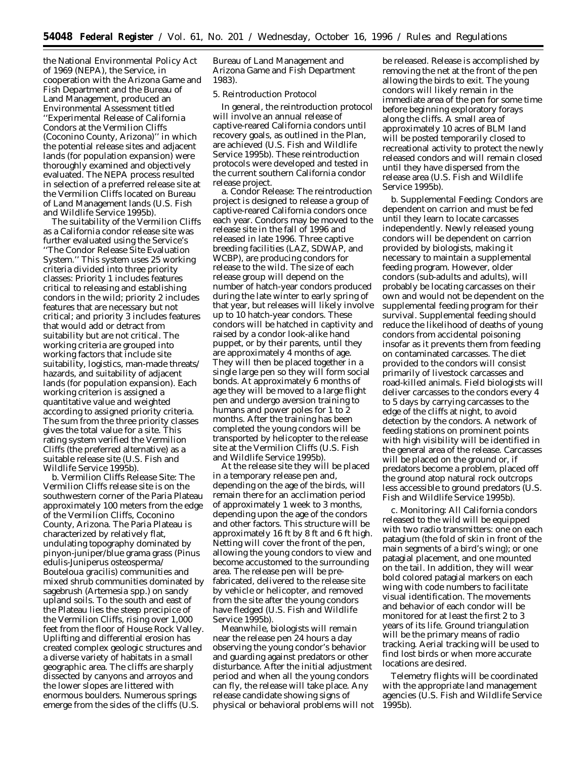the National Environmental Policy Act of 1969 (NEPA), the Service, in cooperation with the Arizona Game and Fish Department and the Bureau of Land Management, produced an Environmental Assessment titled ''Experimental Release of California Condors at the Vermilion Cliffs (Coconino County, Arizona)'' in which the potential release sites and adjacent lands (for population expansion) were thoroughly examined and objectively evaluated. The NEPA process resulted in selection of a preferred release site at the Vermilion Cliffs located on Bureau of Land Management lands (U.S. Fish and Wildlife Service 1995b).

The suitability of the Vermilion Cliffs as a California condor release site was further evaluated using the Service's ''The Condor Release Site Evaluation System.'' This system uses 25 working criteria divided into three priority classes: Priority 1 includes features critical to releasing and establishing condors in the wild; priority 2 includes features that are necessary but not critical; and priority 3 includes features that would add or detract from suitability but are not critical. The working criteria are grouped into working factors that include site suitability, logistics, man-made threats/hazards, and suitability of adjacent lands (for population expansion). Each working criterion is assigned a quantitative value and weighted according to assigned priority criteria. The sum from the three priority classes gives the total value for a site. This rating system verified the Vermilion Cliffs (the preferred alternative) as a suitable release site (U.S. Fish and Wildlife Service 1995b).

b. *Vermilion Cliffs Release Site:* The Vermilion Cliffs release site is on the southwestern corner of the Paria Plateau approximately 100 meters from the edge of the Vermilion Cliffs, Coconino County, Arizona. The Paria Plateau is characterized by relatively flat, undulating topography dominated by pinyon-juniper/blue grama grass (*Pinus edulis-Juniperus osteosperma/Bouteloua gracilis*) communities and mixed shrub communities dominated by sagebrush (*Artemesia* spp.) on sandy upland soils. To the south and east of the Plateau lies the steep precipice of the Vermilion Cliffs, rising over 1,000 feet from the floor of House Rock Valley. Uplifting and differential erosion has created complex geologic structures and a diverse variety of habitats in a small geographic area. The cliffs are sharply dissected by canyons and arroyos and the lower slopes are littered with enormous boulders. Numerous springs emerge from the sides of the cliffs (U.S. Bureau of Land Management and Arizona Game and Fish Department 1983).

5. Reintroduction Protocol

In general, the reintroduction protocol will involve an annual release of captive-reared California condors until recovery goals, as outlined in the Plan, are achieved (U.S. Fish and Wildlife Service 1995b). These reintroduction protocols were developed and tested in the current southern California condor release project.

a. *Condor Release:* The reintroduction project is designed to release a group of captive-reared California condors once each year. Condors may be moved to the release site in the fall of 1996 and released in late 1996. Three captive breeding facilities (LAZ, SDWAP, and WCBP), are producing condors for release to the wild. The size of each release group will depend on the number of hatch-year condors produced during the late winter to early spring of that year, but releases will likely involve up to 10 hatch-year condors. These condors will be hatched in captivity and raised by a condor look-alike hand puppet, or by their parents, until they are approximately 4 months of age. They will then be placed together in a single large pen so they will form social bonds. At approximately 6 months of age they will be moved to a large flight pen and undergo aversion training to humans and power poles for 1 to 2 months. After the training has been completed the young condors will be transported by helicopter to the release site at the Vermilion Cliffs (U.S. Fish and Wildlife Service 1995b).

At the release site they will be placed in a temporary release pen and, depending on the age of the birds, will remain there for an acclimation period of approximately 1 week to 3 months, depending upon the age of the condors and other factors. This structure will be approximately 16 ft by 8 ft and 6 ft high. Netting will cover the front of the pen, allowing the young condors to view and become accustomed to the surrounding area. The release pen will be pre-fabricated, delivered to the release site by vehicle or helicopter, and removed from the site after the young condors have fledged (U.S. Fish and Wildlife Service 1995b).

Meanwhile, biologists will remain near the release pen 24 hours a day observing the young condor's behavior and guarding against predators or other disturbance. After the initial adjustment period and when all the young condors can fly, the release will take place. Any release candidate showing signs of physical or behavioral problems will not be released. Release is accomplished by removing the net at the front of the pen allowing the birds to exit. The young condors will likely remain in the immediate area of the pen for some time before beginning exploratory forays along the cliffs. A small area of approximately 10 acres of BLM land will be posted temporarily closed to recreational activity to protect the newly released condors and will remain closed until they have dispersed from the release area (U.S. Fish and Wildlife Service 1995b).

b. *Supplemental Feeding:* Condors are dependent on carrion and must be fed until they learn to locate carcasses independently. Newly released young condors will be dependent on carrion provided by biologists, making it necessary to maintain a supplemental feeding program. However, older condors (sub-adults and adults), will probably be locating carcasses on their own and would not be dependent on the supplemental feeding program for their survival. Supplemental feeding should reduce the likelihood of deaths of young condors from accidental poisoning insofar as it prevents them from feeding on contaminated carcasses. The diet provided to the condors will consist primarily of livestock carcasses and road-killed animals. Field biologists will deliver carcasses to the condors every 4 to 5 days by carrying carcasses to the edge of the cliffs at night, to avoid detection by the condors. A network of feeding stations on prominent points with high visibility will be identified in the general area of the release. Carcasses will be placed on the ground or, if predators become a problem, placed off the ground atop natural rock outcrops less accessible to ground predators (U.S. Fish and Wildlife Service 1995b).

c. *Monitoring:* All California condors released to the wild will be equipped with two radio transmitters: one on each patagium (the fold of skin in front of the main segments of a bird's wing); or one patagial placement, and one mounted on the tail. In addition, they will wear bold colored patagial markers on each wing with code numbers to facilitate visual identification. The movements and behavior of each condor will be monitored for at least the first 2 to 3 years of its life. Ground triangulation will be the primary means of radio tracking. Aerial tracking will be used to find lost birds or when more accurate locations are desired.

Telemetry flights will be coordinated with the appropriate land management agencies (U.S. Fish and Wildlife Service 1995b).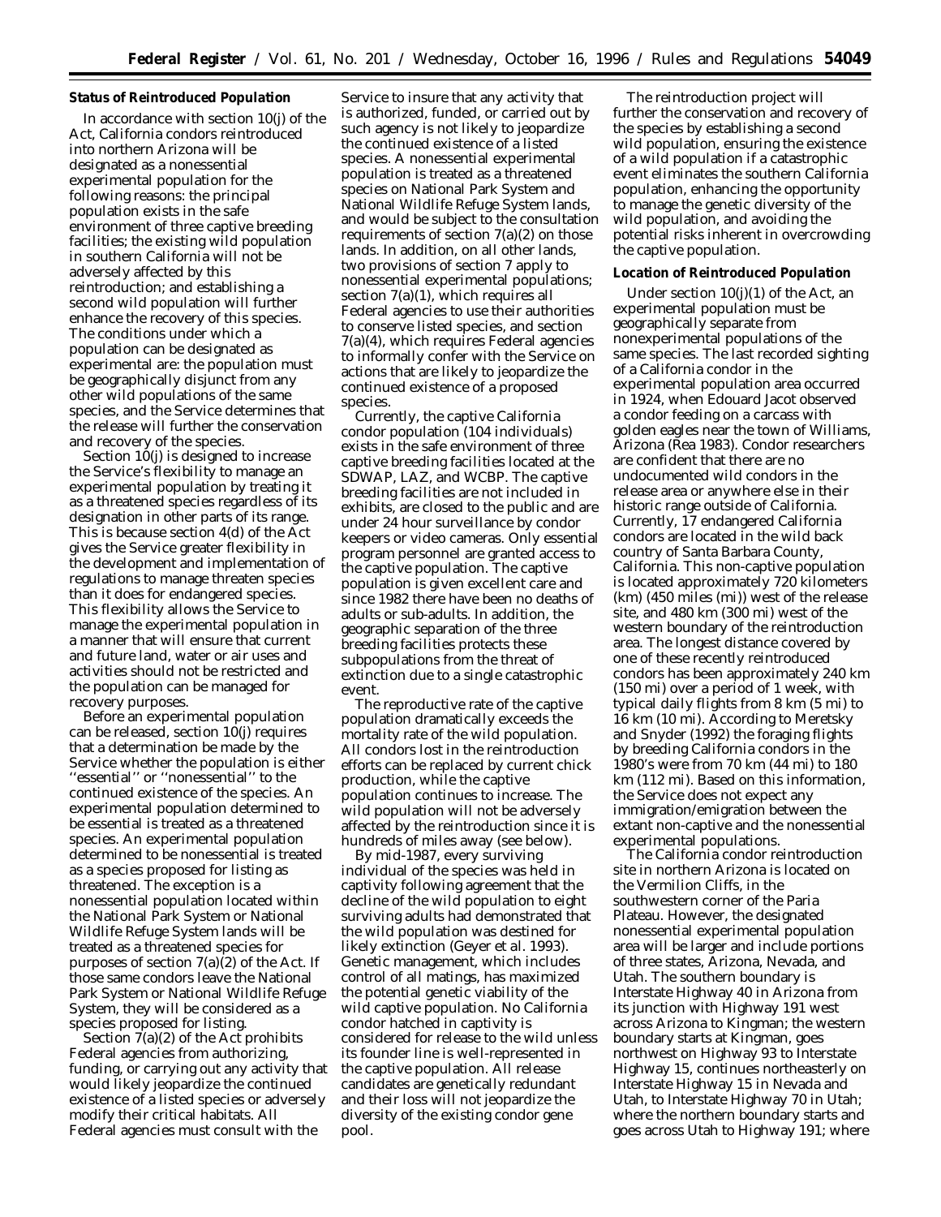**Status of Reintroduced Population**

In accordance with section 10(j) of the Act, California condors reintroduced into northern Arizona will be designated as a nonessential experimental population for the following reasons: the principal population exists in the safe environment of three captive breeding facilities; the existing wild population in southern California will not be adversely affected by this reintroduction; and establishing a second wild population will further enhance the recovery of this species. The conditions under which a population can be designated as experimental are: the population must be geographically disjunct from any other wild populations of the same species, and the Service determines that the release will further the conservation and recovery of the species.

Section 10(j) is designed to increase the Service's flexibility to manage an experimental population by treating it as a threatened species regardless of its designation in other parts of its range. This is because section 4(d) of the Act gives the Service greater flexibility in the development and implementation of regulations to manage threaten species than it does for endangered species. This flexibility allows the Service to manage the experimental population in a manner that will ensure that current and future land, water or air uses and activities should not be restricted and the population can be managed for recovery purposes.

Before an experimental population can be released, section 10(j) requires that a determination be made by the Service whether the population is either ''essential'' or ''nonessential'' to the continued existence of the species. An experimental population determined to be essential is treated as a threatened species. An experimental population determined to be nonessential is treated as a species proposed for listing as threatened. The exception is a nonessential population located within the National Park System or National Wildlife Refuge System lands will be treated as a threatened species for purposes of section 7(a)(2) of the Act. If those same condors leave the National Park System or National Wildlife Refuge System, they will be considered as a species proposed for listing.

Section 7(a)(2) of the Act prohibits Federal agencies from authorizing, funding, or carrying out any activity that would likely jeopardize the continued existence of a listed species or adversely modify their critical habitats. All Federal agencies must consult with the Service to insure that any activity that is authorized, funded, or carried out by such agency is not likely to jeopardize the continued existence of a listed species. A nonessential experimental population is treated as a threatened species on National Park System and National Wildlife Refuge System lands, and would be subject to the consultation requirements of section 7(a)(2) on those lands. In addition, on all other lands, two provisions of section 7 apply to nonessential experimental populations; section 7(a)(1), which requires all Federal agencies to use their authorities to conserve listed species, and section 7(a)(4), which requires Federal agencies to informally confer with the Service on actions that are likely to jeopardize the continued existence of a proposed species.

Currently, the captive California condor population (104 individuals) exists in the safe environment of three captive breeding facilities located at the SDWAP, LAZ, and WCBP. The captive breeding facilities are not included in exhibits, are closed to the public and are under 24 hour surveillance by condor keepers or video cameras. Only essential program personnel are granted access to the captive population. The captive population is given excellent care and since 1982 there have been no deaths of adults or sub-adults. In addition, the geographic separation of the three breeding facilities protects these subpopulations from the threat of extinction due to a single catastrophic event.

The reproductive rate of the captive population dramatically exceeds the mortality rate of the wild population. All condors lost in the reintroduction efforts can be replaced by current chick production, while the captive population continues to increase. The wild population will not be adversely affected by the reintroduction since it is hundreds of miles away (see below).

By mid-1987, every surviving individual of the species was held in captivity following agreement that the decline of the wild population to eight surviving adults had demonstrated that the wild population was destined for likely extinction (Geyer et al. 1993). Genetic management, which includes control of all matings, has maximized the potential genetic viability of the wild captive population. No California condor hatched in captivity is considered for release to the wild unless its founder line is well-represented in the captive population. All release candidates are genetically redundant and their loss will not jeopardize the diversity of the existing condor gene pool.

The reintroduction project will further the conservation and recovery of the species by establishing a second wild population, ensuring the existence of a wild population if a catastrophic event eliminates the southern California population, enhancing the opportunity to manage the genetic diversity of the wild population, and avoiding the potential risks inherent in overcrowding the captive population.

**Location of Reintroduced Population**

Under section 10(j)(1) of the Act, an experimental population must be geographically separate from nonexperimental populations of the same species. The last recorded sighting of a California condor in the experimental population area occurred in 1924, when Edouard Jacot observed a condor feeding on a carcass with golden eagles near the town of Williams, Arizona (Rea 1983). Condor researchers are confident that there are no undocumented wild condors in the release area or anywhere else in their historic range outside of California. Currently, 17 endangered California condors are located in the wild back country of Santa Barbara County, California. This non-captive population is located approximately 720 kilometers (km) (450 miles (mi)) west of the release site, and 480 km (300 mi) west of the western boundary of the reintroduction area. The longest distance covered by one of these recently reintroduced condors has been approximately 240 km (150 mi) over a period of 1 week, with typical daily flights from 8 km (5 mi) to 16 km (10 mi). According to Meretsky and Snyder (1992) the foraging flights by breeding California condors in the 1980's were from 70 km (44 mi) to 180 km (112 mi). Based on this information, the Service does not expect any immigration/emigration between the extant non-captive and the nonessential experimental populations.

The California condor reintroduction site in northern Arizona is located on the Vermilion Cliffs, in the southwestern corner of the Paria Plateau. However, the designated nonessential experimental population area will be larger and include portions of three states, Arizona, Nevada, and Utah. The southern boundary is Interstate Highway 40 in Arizona from its junction with Highway 191 west across Arizona to Kingman; the western boundary starts at Kingman, goes northwest on Highway 93 to Interstate Highway 15, continues northeasterly on Interstate Highway 15 in Nevada and Utah, to Interstate Highway 70 in Utah; where the northern boundary starts and goes across Utah to Highway 191; where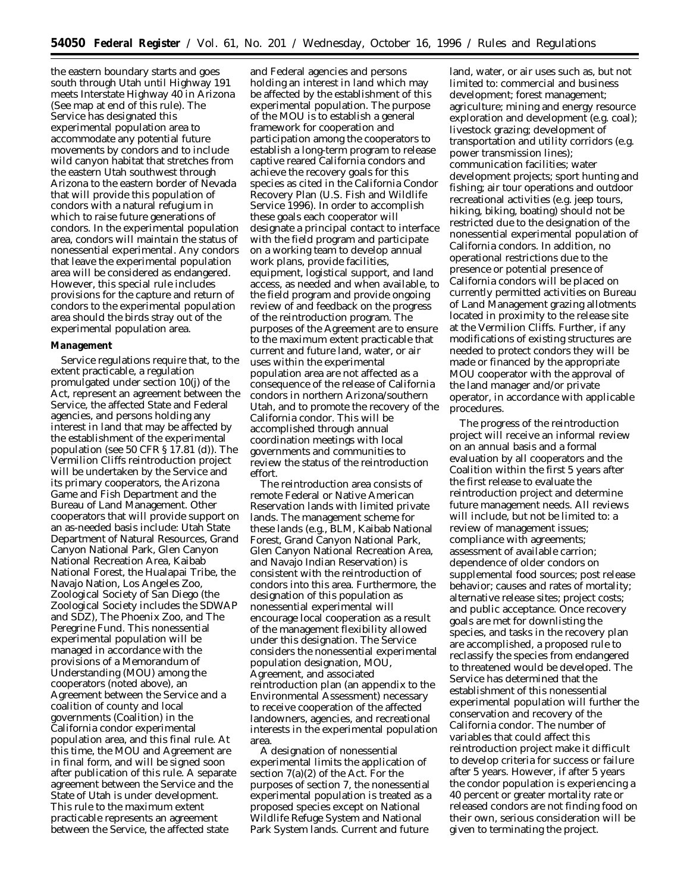the eastern boundary starts and goes south through Utah until Highway 191 meets Interstate Highway 40 in Arizona (See map at end of this rule). The Service has designated this experimental population area to accommodate any potential future movements by condors and to include wild canyon habitat that stretches from the eastern Utah southwest through Arizona to the eastern border of Nevada that will provide this population of condors with a natural refugium in which to raise future generations of condors. In the experimental population area, condors will maintain the status of nonessential experimental. Any condors that leave the experimental population area will be considered as endangered. However, this special rule includes provisions for the capture and return of condors to the experimental population area should the birds stray out of the experimental population area.

**Management**

Service regulations require that, to the extent practicable, a regulation promulgated under section 10(j) of the Act, represent an agreement between the Service, the affected State and Federal agencies, and persons holding any interest in land that may be affected by the establishment of the experimental population (see 50 CFR § 17.81 (d)). The Vermilion Cliffs reintroduction project will be undertaken by the Service and its primary cooperators, the Arizona Game and Fish Department and the Bureau of Land Management. Other cooperators that will provide support on an as-needed basis include: Utah State Department of Natural Resources, Grand Canyon National Park, Glen Canyon National Recreation Area, Kaibab National Forest, the Hualapai Tribe, the Navajo Nation, Los Angeles Zoo, Zoological Society of San Diego (the Zoological Society includes the SDWAP and SDZ), The Phoenix Zoo, and The Peregrine Fund. This nonessential experimental population will be managed in accordance with the provisions of a Memorandum of Understanding (MOU) among the cooperators (noted above), an Agreement between the Service and a coalition of county and local governments (Coalition) in the California condor experimental population area, and this final rule. At this time, the MOU and Agreement are in final form, and will be signed soon after publication of this rule. A separate agreement between the Service and the State of Utah is under development. This rule to the maximum extent practicable represents an agreement between the Service, the affected state and Federal agencies and persons holding an interest in land which may be affected by the establishment of this experimental population. The purpose of the MOU is to establish a general framework for cooperation and participation among the cooperators to establish a long-term program to release captive reared California condors and achieve the recovery goals for this species as cited in the California Condor Recovery Plan (U.S. Fish and Wildlife Service 1996). In order to accomplish these goals each cooperator will designate a principal contact to interface with the field program and participate on a working team to develop annual work plans, provide facilities, equipment, logistical support, and land access, as needed and when available, to the field program and provide ongoing review of and feedback on the progress of the reintroduction program. The purposes of the Agreement are to ensure to the maximum extent practicable that current and future land, water, or air uses within the experimental population area are not affected as a consequence of the release of California condors in northern Arizona/southern Utah, and to promote the recovery of the California condor. This will be accomplished through annual coordination meetings with local governments and communities to review the status of the reintroduction effort.

The reintroduction area consists of remote Federal or Native American Reservation lands with limited private lands. The management scheme for these lands (e.g., BLM, Kaibab National Forest, Grand Canyon National Park, Glen Canyon National Recreation Area, and Navajo Indian Reservation) is consistent with the reintroduction of condors into this area. Furthermore, the designation of this population as nonessential experimental will encourage local cooperation as a result of the management flexibility allowed under this designation. The Service considers the nonessential experimental population designation, MOU, Agreement, and associated reintroduction plan (an appendix to the Environmental Assessment) necessary to receive cooperation of the affected landowners, agencies, and recreational interests in the experimental population area.

A designation of nonessential experimental limits the application of section 7(a)(2) of the Act. For the purposes of section 7, the nonessential experimental population is treated as a proposed species except on National Wildlife Refuge System and National Park System lands. Current and future land, water, or air uses such as, but not limited to: commercial and business development; forest management; agriculture; mining and energy resource exploration and development (e.g. coal); livestock grazing; development of transportation and utility corridors (e.g. power transmission lines); communication facilities; water development projects; sport hunting and fishing; air tour operations and outdoor recreational activities (e.g. jeep tours, hiking, biking, boating) should not be restricted due to the designation of the nonessential experimental population of California condors. In addition, no operational restrictions due to the presence or potential presence of California condors will be placed on currently permitted activities on Bureau of Land Management grazing allotments located in proximity to the release site at the Vermilion Cliffs. Further, if any modifications of existing structures are needed to protect condors they will be made or financed by the appropriate MOU cooperator with the approval of the land manager and/or private operator, in accordance with applicable procedures.

The progress of the reintroduction project will receive an informal review on an annual basis and a formal evaluation by all cooperators and the Coalition within the first 5 years after the first release to evaluate the reintroduction project and determine future management needs. All reviews will include, but not be limited to: a review of management issues; compliance with agreements; assessment of available carrion; dependence of older condors on supplemental food sources; post release behavior; causes and rates of mortality; alternative release sites; project costs; and public acceptance. Once recovery goals are met for downlisting the species, and tasks in the recovery plan are accomplished, a proposed rule to reclassify the species from endangered to threatened would be developed. The Service has determined that the establishment of this nonessential experimental population will further the conservation and recovery of the California condor. The number of variables that could affect this reintroduction project make it difficult to develop criteria for success or failure after 5 years. However, if after 5 years the condor population is experiencing a 40 percent or greater mortality rate or released condors are not finding food on their own, serious consideration will be given to terminating the project.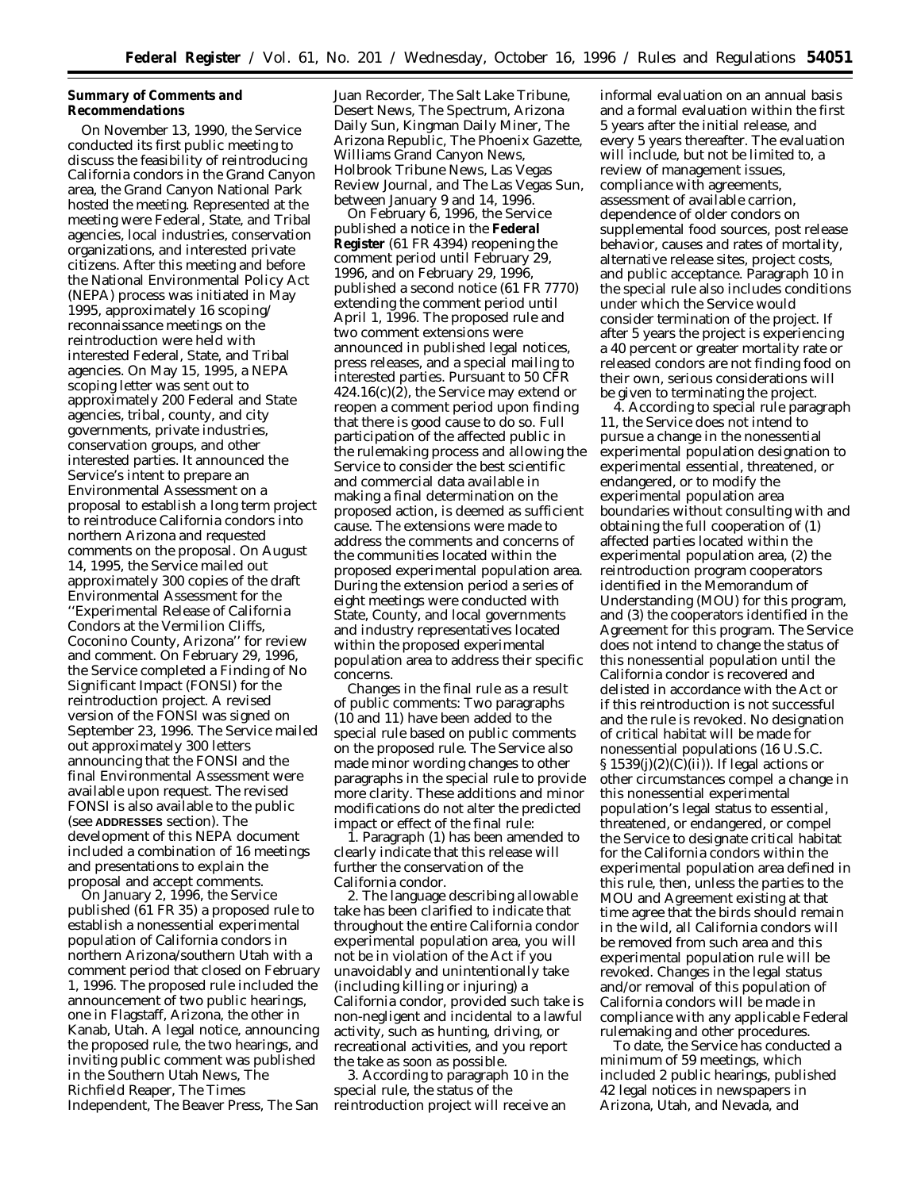**Summary of Comments and Recommendations**

On November 13, 1990, the Service conducted its first public meeting to discuss the feasibility of reintroducing California condors in the Grand Canyon area, the Grand Canyon National Park hosted the meeting. Represented at the meeting were Federal, State, and Tribal agencies, local industries, conservation organizations, and interested private citizens. After this meeting and before the National Environmental Policy Act (NEPA) process was initiated in May 1995, approximately 16 scoping/reconnaissance meetings on the reintroduction were held with interested Federal, State, and Tribal agencies. On May 15, 1995, a NEPA scoping letter was sent out to approximately 200 Federal and State agencies, tribal, county, and city governments, private industries, conservation groups, and other interested parties. It announced the Service's intent to prepare an Environmental Assessment on a proposal to establish a long term project to reintroduce California condors into northern Arizona and requested comments on the proposal. On August 14, 1995, the Service mailed out approximately 300 copies of the draft Environmental Assessment for the ''Experimental Release of California Condors at the Vermilion Cliffs, Coconino County, Arizona'' for review and comment. On February 29, 1996, the Service completed a Finding of No Significant Impact (FONSI) for the reintroduction project. A revised version of the FONSI was signed on September 23, 1996. The Service mailed out approximately 300 letters announcing that the FONSI and the final Environmental Assessment were available upon request. The revised FONSI is also available to the public (see **ADDRESSES** section). The development of this NEPA document included a combination of 16 meetings and presentations to explain the proposal and accept comments.

On January 2, 1996, the Service published (61 FR 35) a proposed rule to establish a nonessential experimental population of California condors in northern Arizona/southern Utah with a comment period that closed on February 1, 1996. The proposed rule included the announcement of two public hearings, one in Flagstaff, Arizona, the other in Kanab, Utah. A legal notice, announcing the proposed rule, the two hearings, and inviting public comment was published in the Southern Utah News, The Richfield Reaper, The Times Independent, The Beaver Press, The San Juan Recorder, The Salt Lake Tribune, Desert News, The Spectrum, Arizona Daily Sun, Kingman Daily Miner, The Arizona Republic, The Phoenix Gazette, Williams Grand Canyon News, Holbrook Tribune News, Las Vegas Review Journal, and The Las Vegas Sun, between January 9 and 14, 1996.

On February 6, 1996, the Service published a notice in the **Federal Register** (61 FR 4394) reopening the comment period until February 29, 1996, and on February 29, 1996, published a second notice (61 FR 7770) extending the comment period until April 1, 1996. The proposed rule and two comment extensions were announced in published legal notices, press releases, and a special mailing to interested parties. Pursuant to 50 CFR 424.16(c)(2), the Service may extend or reopen a comment period upon finding that there is good cause to do so. Full participation of the affected public in the rulemaking process and allowing the Service to consider the best scientific and commercial data available in making a final determination on the proposed action, is deemed as sufficient cause. The extensions were made to address the comments and concerns of the communities located within the proposed experimental population area. During the extension period a series of eight meetings were conducted with State, County, and local governments and industry representatives located within the proposed experimental population area to address their specific concerns.

Changes in the final rule as a result of public comments: Two paragraphs (10 and 11) have been added to the special rule based on public comments on the proposed rule. The Service also made minor wording changes to other paragraphs in the special rule to provide more clarity. These additions and minor modifications do not alter the predicted impact or effect of the final rule:

1. Paragraph (1) has been amended to clearly indicate that this release will further the conservation of the California condor.

2. The language describing allowable take has been clarified to indicate that throughout the entire California condor experimental population area, you will not be in violation of the Act if you unavoidably and unintentionally take (including killing or injuring) a California condor, provided such take is non-negligent and incidental to a lawful activity, such as hunting, driving, or recreational activities, and you report the take as soon as possible.

3. According to paragraph 10 in the special rule, the status of the reintroduction project will receive an informal evaluation on an annual basis and a formal evaluation within the first 5 years after the initial release, and every 5 years thereafter. The evaluation will include, but not be limited to, a review of management issues, compliance with agreements, assessment of available carrion, dependence of older condors on supplemental food sources, post release behavior, causes and rates of mortality, alternative release sites, project costs, and public acceptance. Paragraph 10 in the special rule also includes conditions under which the Service would consider termination of the project. If after 5 years the project is experiencing a 40 percent or greater mortality rate or released condors are not finding food on their own, serious considerations will be given to terminating the project.

4. According to special rule paragraph 11, the Service does not intend to pursue a change in the nonessential experimental population designation to experimental essential, threatened, or endangered, or to modify the experimental population area boundaries without consulting with and obtaining the full cooperation of (1) affected parties located within the experimental population area, (2) the reintroduction program cooperators identified in the Memorandum of Understanding (MOU) for this program, and (3) the cooperators identified in the Agreement for this program. The Service does not intend to change the status of this nonessential population until the California condor is recovered and delisted in accordance with the Act or if this reintroduction is not successful and the rule is revoked. No designation of critical habitat will be made for nonessential populations (16 U.S.C. § 1539(j)(2)(C)(ii)). If legal actions or other circumstances compel a change in this nonessential experimental population's legal status to essential, threatened, or endangered, or compel the Service to designate critical habitat for the California condors within the experimental population area defined in this rule, then, unless the parties to the MOU and Agreement existing at that time agree that the birds should remain in the wild, all California condors will be removed from such area and this experimental population rule will be revoked. Changes in the legal status and/or removal of this population of California condors will be made in compliance with any applicable Federal rulemaking and other procedures.

To date, the Service has conducted a minimum of 59 meetings, which included 2 public hearings, published 42 legal notices in newspapers in Arizona, Utah, and Nevada, and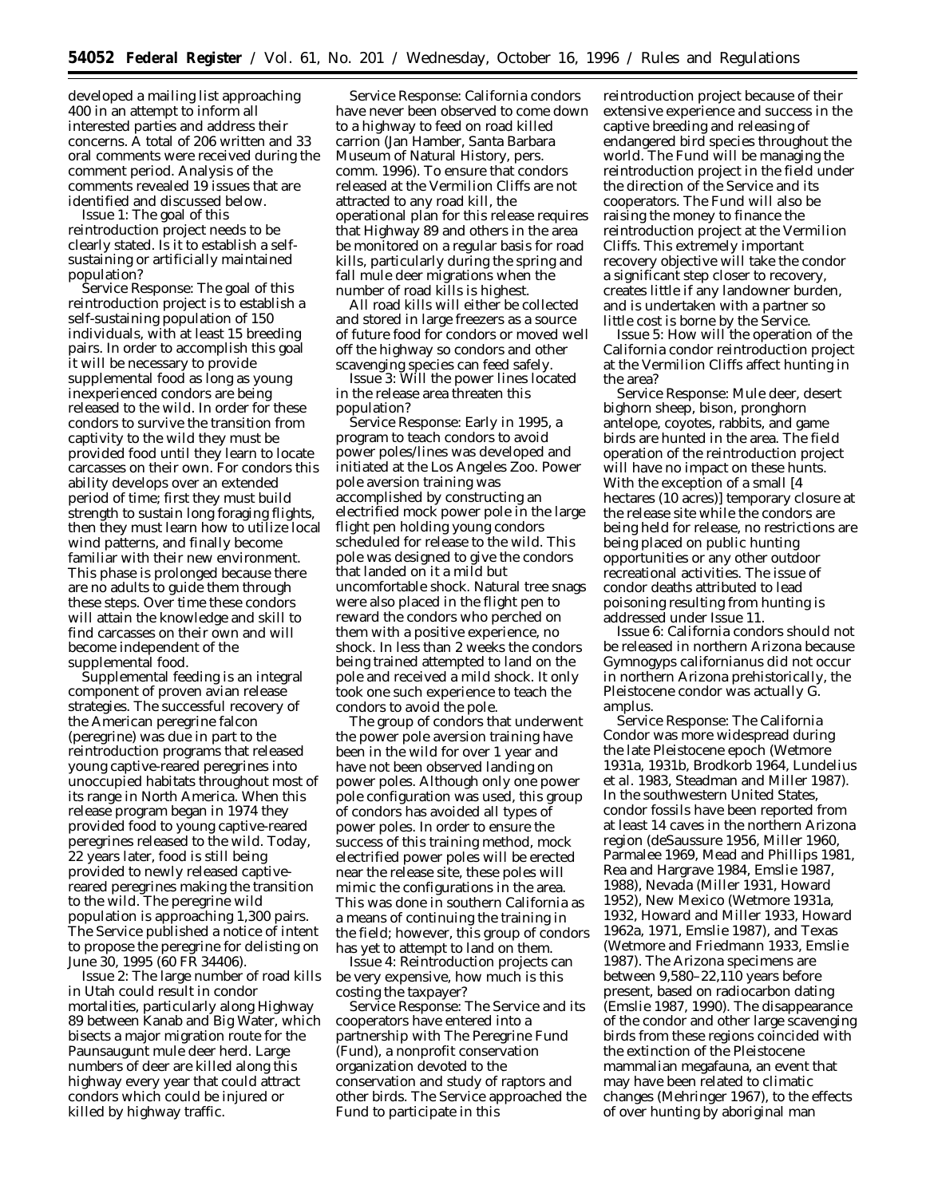developed a mailing list approaching 400 in an attempt to inform all interested parties and address their concerns. A total of 206 written and 33 oral comments were received during the comment period. Analysis of the comments revealed 19 issues that are identified and discussed below.

Issue 1: The goal of this reintroduction project needs to be clearly stated. Is it to establish a self-sustaining or artificially maintained population?

Service Response: The goal of this reintroduction project is to establish a self-sustaining population of 150 individuals, with at least 15 breeding pairs. In order to accomplish this goal it will be necessary to provide supplemental food as long as young inexperienced condors are being released to the wild. In order for these condors to survive the transition from captivity to the wild they must be provided food until they learn to locate carcasses on their own. For condors this ability develops over an extended period of time; first they must build strength to sustain long foraging flights, then they must learn how to utilize local wind patterns, and finally become familiar with their new environment. This phase is prolonged because there are no adults to guide them through these steps. Over time these condors will attain the knowledge and skill to find carcasses on their own and will become independent of the supplemental food.

Supplemental feeding is an integral component of proven avian release strategies. The successful recovery of the American peregrine falcon (peregrine) was due in part to the reintroduction programs that released young captive-reared peregrines into unoccupied habitats throughout most of its range in North America. When this release program began in 1974 they provided food to young captive-reared peregrines released to the wild. Today, 22 years later, food is still being provided to newly released captive-reared peregrines making the transition to the wild. The peregrine wild population is approaching 1,300 pairs. The Service published a notice of intent to propose the peregrine for delisting on June 30, 1995 (60 FR 34406).

Issue 2: The large number of road kills in Utah could result in condor mortalities, particularly along Highway 89 between Kanab and Big Water, which bisects a major migration route for the Paunsaugunt mule deer herd. Large numbers of deer are killed along this highway every year that could attract condors which could be injured or killed by highway traffic.

Service Response: California condors have never been observed to come down to a highway to feed on road killed carrion (Jan Hamber, Santa Barbara Museum of Natural History, pers. comm. 1996). To ensure that condors released at the Vermilion Cliffs are not attracted to any road kill, the operational plan for this release requires that Highway 89 and others in the area be monitored on a regular basis for road kills, particularly during the spring and fall mule deer migrations when the number of road kills is highest.

All road kills will either be collected and stored in large freezers as a source of future food for condors or moved well off the highway so condors and other scavenging species can feed safely.

Issue 3: Will the power lines located in the release area threaten this population?

Service Response: Early in 1995, a program to teach condors to avoid power poles/lines was developed and initiated at the Los Angeles Zoo. Power pole aversion training was accomplished by constructing an electrified mock power pole in the large flight pen holding young condors scheduled for release to the wild. This pole was designed to give the condors that landed on it a mild but uncomfortable shock. Natural tree snags were also placed in the flight pen to reward the condors who perched on them with a positive experience, no shock. In less than 2 weeks the condors being trained attempted to land on the pole and received a mild shock. It only took one such experience to teach the condors to avoid the pole.

The group of condors that underwent the power pole aversion training have been in the wild for over 1 year and have not been observed landing on power poles. Although only one power pole configuration was used, this group of condors has avoided all types of power poles. In order to ensure the success of this training method, mock electrified power poles will be erected near the release site, these poles will mimic the configurations in the area. This was done in southern California as a means of continuing the training in the field; however, this group of condors has yet to attempt to land on them.

Issue 4: Reintroduction projects can be very expensive, how much is this costing the taxpayer?

Service Response: The Service and its cooperators have entered into a partnership with The Peregrine Fund (Fund), a nonprofit conservation organization devoted to the conservation and study of raptors and other birds. The Service approached the Fund to participate in this reintroduction project because of their extensive experience and success in the captive breeding and releasing of endangered bird species throughout the world. The Fund will be managing the reintroduction project in the field under the direction of the Service and its cooperators. The Fund will also be raising the money to finance the reintroduction project at the Vermilion Cliffs. This extremely important recovery objective will take the condor a significant step closer to recovery, creates little if any landowner burden, and is undertaken with a partner so little cost is borne by the Service.

Issue 5: How will the operation of the California condor reintroduction project at the Vermilion Cliffs affect hunting in the area?

Service Response: Mule deer, desert bighorn sheep, bison, pronghorn antelope, coyotes, rabbits, and game birds are hunted in the area. The field operation of the reintroduction project will have no impact on these hunts. With the exception of a small [4 hectares (10 acres)] temporary closure at the release site while the condors are being held for release, no restrictions are being placed on public hunting opportunities or any other outdoor recreational activities. The issue of condor deaths attributed to lead poisoning resulting from hunting is addressed under Issue 11.

Issue 6: California condors should not be released in northern Arizona because *Gymnogyps californianus* did not occur in northern Arizona prehistorically, the Pleistocene condor was actually *G. amplus*.

Service Response: The California Condor was more widespread during the late Pleistocene epoch (Wetmore 1931a, 1931b, Brodkorb 1964, Lundelius et al. 1983, Steadman and Miller 1987). In the southwestern United States, condor fossils have been reported from at least 14 caves in the northern Arizona region (deSaussure 1956, Miller 1960, Parmalee 1969, Mead and Phillips 1981, Rea and Hargrave 1984, Emslie 1987, 1988), Nevada (Miller 1931, Howard 1952), New Mexico (Wetmore 1931a, 1932, Howard and Miller 1933, Howard 1962a, 1971, Emslie 1987), and Texas (Wetmore and Friedmann 1933, Emslie 1987). The Arizona specimens are between 9,580–22,110 years before present, based on radiocarbon dating (Emslie 1987, 1990). The disappearance of the condor and other large scavenging birds from these regions coincided with the extinction of the Pleistocene mammalian megafauna, an event that may have been related to climatic changes (Mehringer 1967), to the effects of over hunting by aboriginal man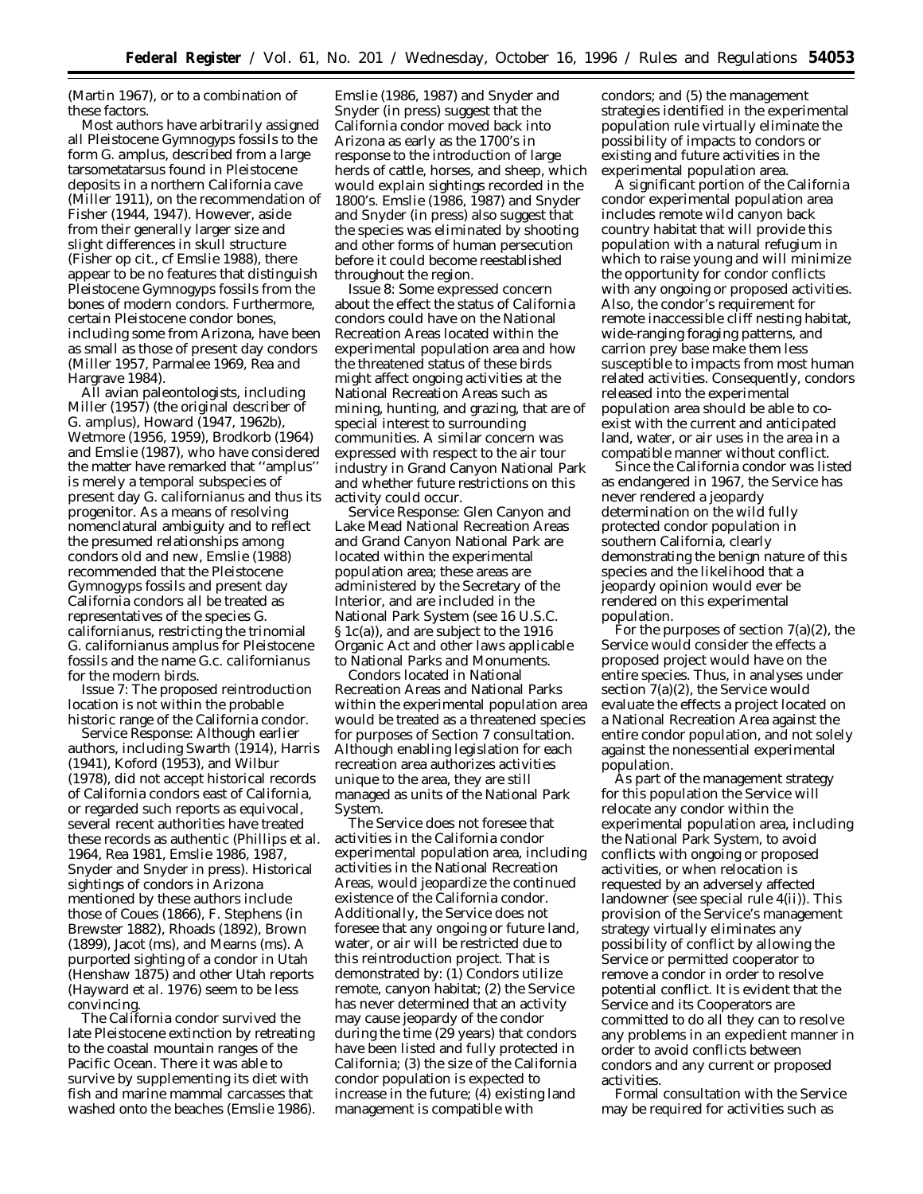(Martin 1967), or to a combination of these factors.

Most authors have arbitrarily assigned all Pleistocene Gymnogyps fossils to the form G. amplus, described from a large tarsometatarsus found in Pleistocene deposits in a northern California cave (Miller 1911), on the recommendation of Fisher (1944, 1947). However, aside from their generally larger size and slight differences in skull structure (Fisher op cit., cf Emslie 1988), there appear to be no features that distinguish Pleistocene Gymnogyps fossils from the bones of modern condors. Furthermore, certain Pleistocene condor bones, including some from Arizona, have been as small as those of present day condors (Miller 1957, Parmalee 1969, Rea and Hargrave 1984).

All avian paleontologists, including Miller (1957) (the original describer of G. amplus), Howard (1947, 1962b), Wetmore (1956, 1959), Brodkorb (1964) and Emslie (1987), who have considered the matter have remarked that ''amplus'' is merely a temporal subspecies of present day G. californianus and thus its progenitor. As a means of resolving nomenclatural ambiguity and to reflect the presumed relationships among condors old and new, Emslie (1988) recommended that the Pleistocene Gymnogyps fossils and present day California condors all be treated as representatives of the species G. californianus, restricting the trinomial G. californianus amplus for Pleistocene fossils and the name G.c. californianus for the modern birds.

*Issue 7:* The proposed reintroduction location is not within the probable historic range of the California condor.

*Service Response:* Although earlier authors, including Swarth (1914), Harris (1941), Koford (1953), and Wilbur (1978), did not accept historical records of California condors east of California, or regarded such reports as equivocal, several recent authorities have treated these records as authentic (Phillips et al. 1964, Rea 1981, Emslie 1986, 1987, Snyder and Snyder in press). Historical sightings of condors in Arizona mentioned by these authors include those of Coues (1866), F. Stephens (in Brewster 1882), Rhoads (1892), Brown (1899), Jacot (ms), and Mearns (ms). A purported sighting of a condor in Utah (Henshaw 1875) and other Utah reports (Hayward et al. 1976) seem to be less convincing.

The California condor survived the late Pleistocene extinction by retreating to the coastal mountain ranges of the Pacific Ocean. There it was able to survive by supplementing its diet with fish and marine mammal carcasses that washed onto the beaches (Emslie 1986). Emslie (1986, 1987) and Snyder and Snyder (in press) suggest that the California condor moved back into Arizona as early as the 1700's in response to the introduction of large herds of cattle, horses, and sheep, which would explain sightings recorded in the 1800's. Emslie (1986, 1987) and Snyder and Snyder (in press) also suggest that the species was eliminated by shooting and other forms of human persecution before it could become reestablished throughout the region.

*Issue 8:* Some expressed concern about the effect the status of California condors could have on the National Recreation Areas located within the experimental population area and how the threatened status of these birds might affect ongoing activities at the National Recreation Areas such as mining, hunting, and grazing, that are of special interest to surrounding communities. A similar concern was expressed with respect to the air tour industry in Grand Canyon National Park and whether future restrictions on this activity could occur.

*Service Response:* Glen Canyon and Lake Mead National Recreation Areas and Grand Canyon National Park are located within the experimental population area; these areas are administered by the Secretary of the Interior, and are included in the National Park System (see 16 U.S.C. § 1c(a)), and are subject to the 1916 Organic Act and other laws applicable to National Parks and Monuments.

Condors located in National Recreation Areas and National Parks within the experimental population area would be treated as a threatened species for purposes of Section 7 consultation. Although enabling legislation for each recreation area authorizes activities unique to the area, they are still managed as units of the National Park System.

The Service does not foresee that activities in the California condor experimental population area, including activities in the National Recreation Areas, would jeopardize the continued existence of the California condor. Additionally, the Service does not foresee that any ongoing or future land, water, or air will be restricted due to this reintroduction project. That is demonstrated by: (1) Condors utilize remote, canyon habitat; (2) the Service has never determined that an activity may cause jeopardy of the condor during the time (29 years) that condors have been listed and fully protected in California; (3) the size of the California condor population is expected to increase in the future; (4) existing land management is compatible with condors; and (5) the management strategies identified in the experimental population rule virtually eliminate the possibility of impacts to condors or existing and future activities in the experimental population area.

A significant portion of the California condor experimental population area includes remote wild canyon back country habitat that will provide this population with a natural refugium in which to raise young and will minimize the opportunity for condor conflicts with any ongoing or proposed activities. Also, the condor's requirement for remote inaccessible cliff nesting habitat, wide-ranging foraging patterns, and carrion prey base make them less susceptible to impacts from most human related activities. Consequently, condors released into the experimental population area should be able to co-exist with the current and anticipated land, water, or air uses in the area in a compatible manner without conflict.

Since the California condor was listed as endangered in 1967, the Service has never rendered a jeopardy determination on the wild fully protected condor population in southern California, clearly demonstrating the benign nature of this species and the likelihood that a jeopardy opinion would ever be rendered on this experimental population.

For the purposes of section 7(a)(2), the Service would consider the effects a proposed project would have on the entire species. Thus, in analyses under section 7(a)(2), the Service would evaluate the effects a project located on a National Recreation Area against the entire condor population, and not solely against the nonessential experimental population.

As part of the management strategy for this population the Service will relocate any condor within the experimental population area, including the National Park System, to avoid conflicts with ongoing or proposed activities, or when relocation is requested by an adversely affected landowner (see special rule 4(ii)). This provision of the Service's management strategy virtually eliminates any possibility of conflict by allowing the Service or permitted cooperator to remove a condor in order to resolve potential conflict. It is evident that the Service and its Cooperators are committed to do all they can to resolve any problems in an expedient manner in order to avoid conflicts between condors and any current or proposed activities.

Formal consultation with the Service may be required for activities such as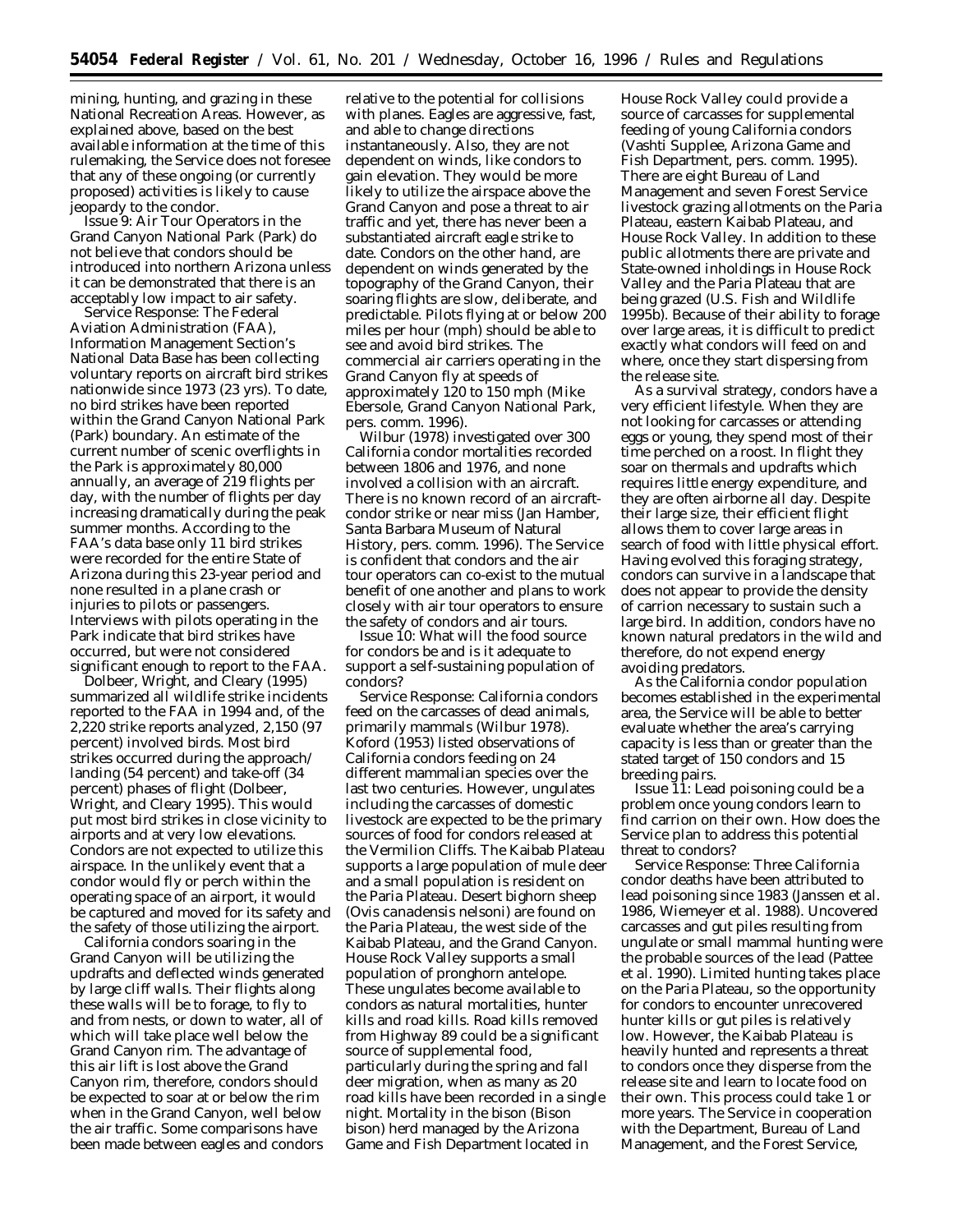mining, hunting, and grazing in these National Recreation Areas. However, as explained above, based on the best available information at the time of this rulemaking, the Service does not foresee that any of these ongoing (or currently proposed) activities is likely to cause jeopardy to the condor.

Issue 9: Air Tour Operators in the Grand Canyon National Park (Park) do not believe that condors should be introduced into northern Arizona unless it can be demonstrated that there is an acceptably low impact to air safety.

Service Response: The Federal Aviation Administration (FAA), Information Management Section's National Data Base has been collecting voluntary reports on aircraft bird strikes nationwide since 1973 (23 yrs). To date, no bird strikes have been reported within the Grand Canyon National Park (Park) boundary. An estimate of the current number of scenic overflights in the Park is approximately 80,000 annually, an average of 219 flights per day, with the number of flights per day increasing dramatically during the peak summer months. According to the FAA's data base only 11 bird strikes were recorded for the entire State of Arizona during this 23-year period and none resulted in a plane crash or injuries to pilots or passengers. Interviews with pilots operating in the Park indicate that bird strikes have occurred, but were not considered significant enough to report to the FAA.

Dolbeer, Wright, and Cleary (1995) summarized all wildlife strike incidents reported to the FAA in 1994 and, of the 2,220 strike reports analyzed, 2,150 (97 percent) involved birds. Most bird strikes occurred during the approach/landing (54 percent) and take-off (34 percent) phases of flight (Dolbeer, Wright, and Cleary 1995). This would put most bird strikes in close vicinity to airports and at very low elevations. Condors are not expected to utilize this airspace. In the unlikely event that a condor would fly or perch within the operating space of an airport, it would be captured and moved for its safety and the safety of those utilizing the airport.

California condors soaring in the Grand Canyon will be utilizing the updrafts and deflected winds generated by large cliff walls. Their flights along these walls will be to forage, to fly to and from nests, or down to water, all of which will take place well below the Grand Canyon rim. The advantage of this air lift is lost above the Grand Canyon rim, therefore, condors should be expected to soar at or below the rim when in the Grand Canyon, well below the air traffic. Some comparisons have been made between eagles and condors relative to the potential for collisions with planes. Eagles are aggressive, fast, and able to change directions instantaneously. Also, they are not dependent on winds, like condors to gain elevation. They would be more likely to utilize the airspace above the Grand Canyon and pose a threat to air traffic and yet, there has never been a substantiated aircraft eagle strike to date. Condors on the other hand, are dependent on winds generated by the topography of the Grand Canyon, their soaring flights are slow, deliberate, and predictable. Pilots flying at or below 200 miles per hour (mph) should be able to see and avoid bird strikes. The commercial air carriers operating in the Grand Canyon fly at speeds of approximately 120 to 150 mph (Mike Ebersole, Grand Canyon National Park, pers. comm. 1996).

Wilbur (1978) investigated over 300 California condor mortalities recorded between 1806 and 1976, and none involved a collision with an aircraft. There is no known record of an aircraft-condor strike or near miss (Jan Hamber, Santa Barbara Museum of Natural History, pers. comm. 1996). The Service is confident that condors and the air tour operators can co-exist to the mutual benefit of one another and plans to work closely with air tour operators to ensure the safety of condors and air tours.

Issue 10: What will the food source for condors be and is it adequate to support a self-sustaining population of condors?

Service Response: California condors feed on the carcasses of dead animals, primarily mammals (Wilbur 1978). Koford (1953) listed observations of California condors feeding on 24 different mammalian species over the last two centuries. However, ungulates including the carcasses of domestic livestock are expected to be the primary sources of food for condors released at the Vermilion Cliffs. The Kaibab Plateau supports a large population of mule deer and a small population is resident on the Paria Plateau. Desert bighorn sheep (*Ovis canadensis nelsoni*) are found on the Paria Plateau, the west side of the Kaibab Plateau, and the Grand Canyon. House Rock Valley supports a small population of pronghorn antelope. These ungulates become available to condors as natural mortalities, hunter kills and road kills. Road kills removed from Highway 89 could be a significant source of supplemental food, particularly during the spring and fall deer migration, when as many as 20 road kills have been recorded in a single night. Mortality in the bison (*Bison bison*) herd managed by the Arizona Game and Fish Department located in House Rock Valley could provide a source of carcasses for supplemental feeding of young California condors (Vashti Supplee, Arizona Game and Fish Department, pers. comm. 1995). There are eight Bureau of Land Management and seven Forest Service livestock grazing allotments on the Paria Plateau, eastern Kaibab Plateau, and House Rock Valley. In addition to these public allotments there are private and State-owned inholdings in House Rock Valley and the Paria Plateau that are being grazed (U.S. Fish and Wildlife 1995b). Because of their ability to forage over large areas, it is difficult to predict exactly what condors will feed on and where, once they start dispersing from the release site.

As a survival strategy, condors have a very efficient lifestyle. When they are not looking for carcasses or attending eggs or young, they spend most of their time perched on a roost. In flight they soar on thermals and updrafts which requires little energy expenditure, and they are often airborne all day. Despite their large size, their efficient flight allows them to cover large areas in search of food with little physical effort. Having evolved this foraging strategy, condors can survive in a landscape that does not appear to provide the density of carrion necessary to sustain such a large bird. In addition, condors have no known natural predators in the wild and therefore, do not expend energy avoiding predators.

As the California condor population becomes established in the experimental area, the Service will be able to better evaluate whether the area's carrying capacity is less than or greater than the stated target of 150 condors and 15 breeding pairs.

Issue 11: Lead poisoning could be a problem once young condors learn to find carrion on their own. How does the Service plan to address this potential threat to condors?

Service Response: Three California condor deaths have been attributed to lead poisoning since 1983 (Janssen et al. 1986, Wiemeyer et al. 1988). Uncovered carcasses and gut piles resulting from ungulate or small mammal hunting were the probable sources of the lead (Pattee et al. 1990). Limited hunting takes place on the Paria Plateau, so the opportunity for condors to encounter unrecovered hunter kills or gut piles is relatively low. However, the Kaibab Plateau is heavily hunted and represents a threat to condors once they disperse from the release site and learn to locate food on their own. This process could take 1 or more years. The Service in cooperation with the Department, Bureau of Land Management, and the Forest Service,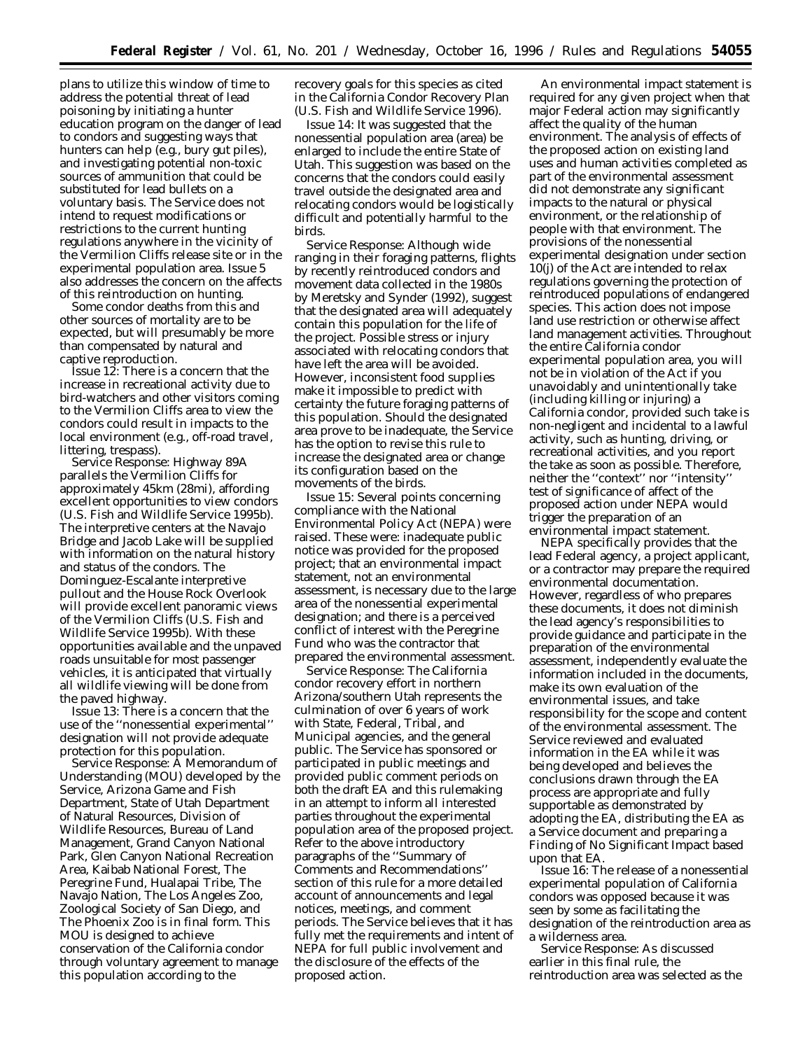plans to utilize this window of time to address the potential threat of lead poisoning by initiating a hunter education program on the danger of lead to condors and suggesting ways that hunters can help (e.g., bury gut piles), and investigating potential non-toxic sources of ammunition that could be substituted for lead bullets on a voluntary basis. The Service does not intend to request modifications or restrictions to the current hunting regulations anywhere in the vicinity of the Vermilion Cliffs release site or in the experimental population area. Issue 5 also addresses the concern on the affects of this reintroduction on hunting.

Some condor deaths from this and other sources of mortality are to be expected, but will presumably be more than compensated by natural and captive reproduction.

*Issue 12:* There is a concern that the increase in recreational activity due to bird-watchers and other visitors coming to the Vermilion Cliffs area to view the condors could result in impacts to the local environment (e.g., off-road travel, littering, trespass).

*Service Response:* Highway 89A parallels the Vermilion Cliffs for approximately 45km (28mi), affording excellent opportunities to view condors (U.S. Fish and Wildlife Service 1995b). The interpretive centers at the Navajo Bridge and Jacob Lake will be supplied with information on the natural history and status of the condors. The Dominguez-Escalante interpretive pullout and the House Rock Overlook will provide excellent panoramic views of the Vermilion Cliffs (U.S. Fish and Wildlife Service 1995b). With these opportunities available and the unpaved roads unsuitable for most passenger vehicles, it is anticipated that virtually all wildlife viewing will be done from the paved highway.

*Issue 13:* There is a concern that the use of the ''nonessential experimental'' designation will not provide adequate protection for this population.

*Service Response:* A Memorandum of Understanding (MOU) developed by the Service, Arizona Game and Fish Department, State of Utah Department of Natural Resources, Division of Wildlife Resources, Bureau of Land Management, Grand Canyon National Park, Glen Canyon National Recreation Area, Kaibab National Forest, The Peregrine Fund, Hualapai Tribe, The Navajo Nation, The Los Angeles Zoo, Zoological Society of San Diego, and The Phoenix Zoo is in final form. This MOU is designed to achieve conservation of the California condor through voluntary agreement to manage this population according to the recovery goals for this species as cited in the California Condor Recovery Plan (U.S. Fish and Wildlife Service 1996).

*Issue 14:* It was suggested that the nonessential population area (area) be enlarged to include the entire State of Utah. This suggestion was based on the concerns that the condors could easily travel outside the designated area and relocating condors would be logistically difficult and potentially harmful to the birds.

*Service Response:* Although wide ranging in their foraging patterns, flights by recently reintroduced condors and movement data collected in the 1980s by Meretsky and Synder (1992), suggest that the designated area will adequately contain this population for the life of the project. Possible stress or injury associated with relocating condors that have left the area will be avoided. However, inconsistent food supplies make it impossible to predict with certainty the future foraging patterns of this population. Should the designated area prove to be inadequate, the Service has the option to revise this rule to increase the designated area or change its configuration based on the movements of the birds.

*Issue 15:* Several points concerning compliance with the National Environmental Policy Act (NEPA) were raised. These were: inadequate public notice was provided for the proposed project; that an environmental impact statement, not an environmental assessment, is necessary due to the large area of the nonessential experimental designation; and there is a perceived conflict of interest with the Peregrine Fund who was the contractor that prepared the environmental assessment.

*Service Response:* The California condor recovery effort in northern Arizona/southern Utah represents the culmination of over 6 years of work with State, Federal, Tribal, and Municipal agencies, and the general public. The Service has sponsored or participated in public meetings and provided public comment periods on both the draft EA and this rulemaking in an attempt to inform all interested parties throughout the experimental population area of the proposed project. Refer to the above introductory paragraphs of the ''Summary of Comments and Recommendations'' section of this rule for a more detailed account of announcements and legal notices, meetings, and comment periods. The Service believes that it has fully met the requirements and intent of NEPA for full public involvement and the disclosure of the effects of the proposed action.

An environmental impact statement is required for any given project when that major Federal action may significantly affect the quality of the human environment. The analysis of effects of the proposed action on existing land uses and human activities completed as part of the environmental assessment did not demonstrate any significant impacts to the natural or physical environment, or the relationship of people with that environment. The provisions of the nonessential experimental designation under section 10(j) of the Act are intended to relax regulations governing the protection of reintroduced populations of endangered species. This action does not impose land use restriction or otherwise affect land management activities. Throughout the entire California condor experimental population area, you will not be in violation of the Act if you unavoidably and unintentionally take (including killing or injuring) a California condor, provided such take is non-negligent and incidental to a lawful activity, such as hunting, driving, or recreational activities, and you report the take as soon as possible. Therefore, neither the ''context'' nor ''intensity'' test of significance of affect of the proposed action under NEPA would trigger the preparation of an environmental impact statement.

NEPA specifically provides that the lead Federal agency, a project applicant, or a contractor may prepare the required environmental documentation. However, regardless of who prepares these documents, it does not diminish the lead agency's responsibilities to provide guidance and participate in the preparation of the environmental assessment, independently evaluate the information included in the documents, make its own evaluation of the environmental issues, and take responsibility for the scope and content of the environmental assessment. The Service reviewed and evaluated information in the EA while it was being developed and believes the conclusions drawn through the EA process are appropriate and fully supportable as demonstrated by adopting the EA, distributing the EA as a Service document and preparing a Finding of No Significant Impact based upon that EA.

*Issue 16:* The release of a nonessential experimental population of California condors was opposed because it was seen by some as facilitating the designation of the reintroduction area as a wilderness area.

*Service Response:* As discussed earlier in this final rule, the reintroduction area was selected as the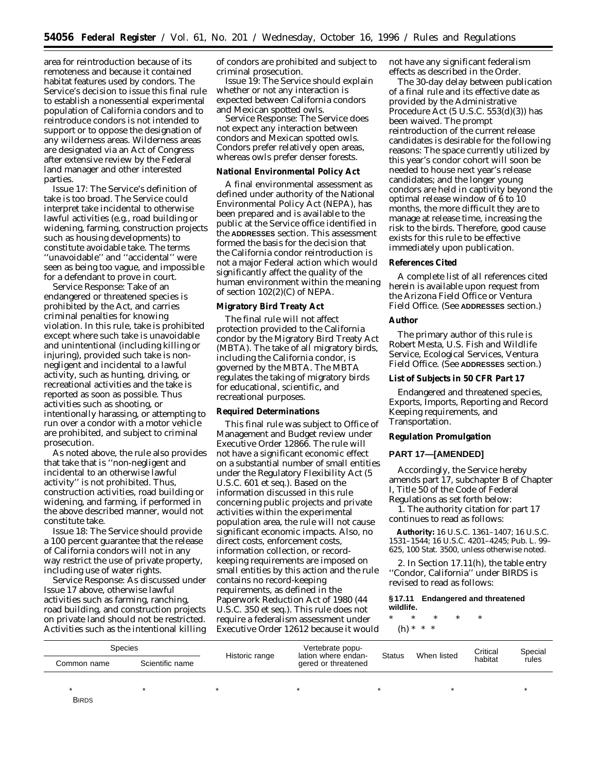area for reintroduction because of its remoteness and because it contained habitat features used by condors. The Service's decision to issue this final rule to establish a nonessential experimental population of California condors and to reintroduce condors is not intended to support or to oppose the designation of any wilderness areas. Wilderness areas are designated via an Act of Congress after extensive review by the Federal land manager and other interested parties.

Issue 17: The Service's definition of take is too broad. The Service could interpret take incidental to otherwise lawful activities (e.g., road building or widening, farming, construction projects such as housing developments) to constitute avoidable take. The terms ''unavoidable'' and ''accidental'' were seen as being too vague, and impossible for a defendant to prove in court.

Service Response: Take of an endangered or threatened species is prohibited by the Act, and carries criminal penalties for knowing violation. In this rule, take is prohibited except where such take is unavoidable and unintentional (including killing or injuring), provided such take is non-negligent and incidental to a lawful activity, such as hunting, driving, or recreational activities and the take is reported as soon as possible. Thus activities such as shooting, or intentionally harassing, or attempting to run over a condor with a motor vehicle are prohibited, and subject to criminal prosecution.

As noted above, the rule also provides that take that is ''non-negligent and incidental to an otherwise lawful activity'' is not prohibited. Thus, construction activities, road building or widening, and farming, if performed in the above described manner, would not constitute take.

Issue 18: The Service should provide a 100 percent guarantee that the release of California condors will not in any way restrict the use of private property, including use of water rights.

Service Response: As discussed under Issue 17 above, otherwise lawful activities such as farming, ranching, road building, and construction projects on private land should not be restricted. Activities such as the intentional killing of condors are prohibited and subject to criminal prosecution.

Issue 19: The Service should explain whether or not any interaction is expected between California condors and Mexican spotted owls.

Service Response: The Service does not expect any interaction between condors and Mexican spotted owls. Condors prefer relatively open areas, whereas owls prefer denser forests.

**National Environmental Policy Act**

A final environmental assessment as defined under authority of the National Environmental Policy Act (NEPA), has been prepared and is available to the public at the Service office identified in the ADDRESSES section. This assessment formed the basis for the decision that the California condor reintroduction is not a major Federal action which would significantly affect the quality of the human environment within the meaning of section 102(2)(C) of NEPA.

**Migratory Bird Treaty Act**

The final rule will not affect protection provided to the California condor by the Migratory Bird Treaty Act (MBTA). The take of all migratory birds, including the California condor, is governed by the MBTA. The MBTA regulates the taking of migratory birds for educational, scientific, and recreational purposes.

**Required Determinations**

This final rule was subject to Office of Management and Budget review under Executive Order 12866. The rule will not have a significant economic effect on a substantial number of small entities under the Regulatory Flexibility Act (5 U.S.C. 601 et seq.). Based on the information discussed in this rule concerning public projects and private activities within the experimental population area, the rule will not cause significant economic impacts. Also, no direct costs, enforcement costs, information collection, or record-keeping requirements are imposed on small entities by this action and the rule contains no record-keeping requirements, as defined in the Paperwork Reduction Act of 1980 (44 U.S.C. 350 et seq.). This rule does not require a federalism assessment under Executive Order 12612 because it would not have any significant federalism effects as described in the Order.

The 30-day delay between publication of a final rule and its effective date as provided by the Administrative Procedure Act (5 U.S.C. 553(d)(3)) has been waived. The prompt reintroduction of the current release candidates is desirable for the following reasons: The space currently utilized by this year's condor cohort will soon be needed to house next year's release candidates; and the longer young condors are held in captivity beyond the optimal release window of 6 to 10 months, the more difficult they are to manage at release time, increasing the risk to the birds. Therefore, good cause exists for this rule to be effective immediately upon publication.

**References Cited**

A complete list of all references cited herein is available upon request from the Arizona Field Office or Ventura Field Office. (See ADDRESSES section.)

**Author**

The primary author of this rule is Robert Mesta, U.S. Fish and Wildlife Service, Ecological Services, Ventura Field Office. (See ADDRESSES section.)

**List of Subjects in 50 CFR Part 17**

Endangered and threatened species, Exports, Imports, Reporting and Record Keeping requirements, and Transportation.

**Regulation Promulgation**

**PART 17—[AMENDED]**

Accordingly, the Service hereby amends part 17, subchapter B of Chapter I, Title 50 of the Code of Federal Regulations as set forth below:

1. The authority citation for part 17 continues to read as follows:

**Authority:** 16 U.S.C. 1361–1407; 16 U.S.C. 1531–1544; 16 U.S.C. 4201–4245; Pub. L. 99–625, 100 Stat. 3500, unless otherwise noted.

2. In Section 17.11(h), the table entry ''Condor, California'' under BIRDS is revised to read as follows:

**§ 17.11 Endangered and threatened wildlife.**

\* \* \* \* \*

(h) \* \* \*

| Species | | Historic range | Vertebrate population where endangered or threatened | Status | When listed | Critical habitat | Special rules |
|---|---|---|---|---|---|---|---|
| Common name | Scientific name | | | | | | |
| \* | \* | \* | \* | \* | \* | | \* |
| BIRDS | | | | | | | |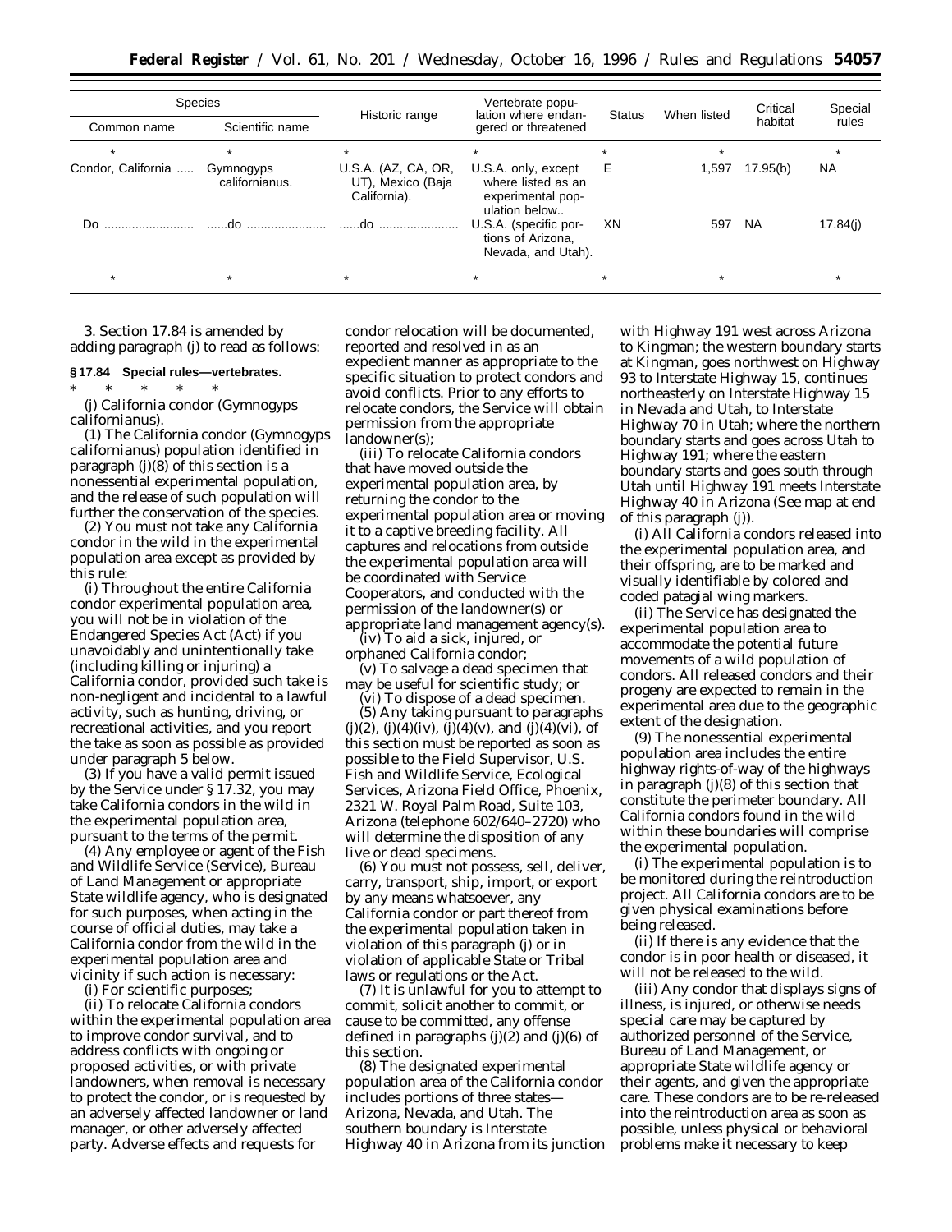| Species | | Historic range | Vertebrate population where endangered or threatened | Status | When listed | Critical habitat | Special rules |
|---|---|---|---|---|---|---|---|
| Common name | Scientific name | | | | | | |
| * | * | * | * | * | * | | * |
| Condor, California ..... | Gymnogyps californianus. | U.S.A. (AZ, CA, OR, UT), Mexico (Baja California). | U.S.A. only, except where listed as an experimental population below.. | E | 1,597 | 17.95(b) | NA |
| Do .......................... | ......do ...................... | ......do ...................... | U.S.A. (specific portions of Arizona, Nevada, and Utah). | XN | 597 | NA | 17.84(j) |
| * | * | * | * | * | * | | * |

3. Section 17.84 is amended by adding paragraph (j) to read as follows:

**§ 17.84 Special rules—vertebrates.**

\* \* \* \* \*

(j) California condor (*Gymnogyps californianus*).

(1) The California condor (*Gymnogyps californianus*) population identified in paragraph (j)(8) of this section is a nonessential experimental population, and the release of such population will further the conservation of the species.

(2) You must not take any California condor in the wild in the experimental population area except as provided by this rule:

(i) Throughout the entire California condor experimental population area, you will not be in violation of the Endangered Species Act (Act) if you unavoidably and unintentionally take (including killing or injuring) a California condor, provided such take is non-negligent and incidental to a lawful activity, such as hunting, driving, or recreational activities, and you report the take as soon as possible as provided under paragraph 5 below.

(3) If you have a valid permit issued by the Service under § 17.32, you may take California condors in the wild in the experimental population area, pursuant to the terms of the permit.

(4) Any employee or agent of the Fish and Wildlife Service (Service), Bureau of Land Management or appropriate State wildlife agency, who is designated for such purposes, when acting in the course of official duties, may take a California condor from the wild in the experimental population area and vicinity if such action is necessary:

(i) For scientific purposes;

(ii) To relocate California condors within the experimental population area to improve condor survival, and to address conflicts with ongoing or proposed activities, or with private landowners, when removal is necessary to protect the condor, or is requested by an adversely affected landowner or land manager, or other adversely affected party. Adverse effects and requests for condor relocation will be documented, reported and resolved in as an expedient manner as appropriate to the specific situation to protect condors and avoid conflicts. Prior to any efforts to relocate condors, the Service will obtain permission from the appropriate landowner(s);

(iii) To relocate California condors that have moved outside the experimental population area, by returning the condor to the experimental population area or moving it to a captive breeding facility. All captures and relocations from outside the experimental population area will be coordinated with Service Cooperators, and conducted with the permission of the landowner(s) or appropriate land management agency(s).

(iv) To aid a sick, injured, or orphaned California condor;

(v) To salvage a dead specimen that may be useful for scientific study; or

(vi) To dispose of a dead specimen.

(5) Any taking pursuant to paragraphs (j)(2), (j)(4)(iv), (j)(4)(v), and (j)(4)(vi), of this section must be reported as soon as possible to the Field Supervisor, U.S. Fish and Wildlife Service, Ecological Services, Arizona Field Office, Phoenix, 2321 W. Royal Palm Road, Suite 103, Arizona (telephone 602/640–2720) who will determine the disposition of any live or dead specimens.

(6) You must not possess, sell, deliver, carry, transport, ship, import, or export by any means whatsoever, any California condor or part thereof from the experimental population taken in violation of this paragraph (j) or in violation of applicable State or Tribal laws or regulations or the Act.

(7) It is unlawful for you to attempt to commit, solicit another to commit, or cause to be committed, any offense defined in paragraphs (j)(2) and (j)(6) of this section.

(8) The designated experimental population area of the California condor includes portions of three states—Arizona, Nevada, and Utah. The southern boundary is Interstate Highway 40 in Arizona from its junction with Highway 191 west across Arizona to Kingman; the western boundary starts at Kingman, goes northwest on Highway 93 to Interstate Highway 15, continues northeasterly on Interstate Highway 15 in Nevada and Utah, to Interstate Highway 70 in Utah; where the northern boundary starts and goes across Utah to Highway 191; where the eastern boundary starts and goes south through Utah until Highway 191 meets Interstate Highway 40 in Arizona (See map at end of this paragraph (j)).

(i) All California condors released into the experimental population area, and their offspring, are to be marked and visually identifiable by colored and coded patagial wing markers.

(ii) The Service has designated the experimental population area to accommodate the potential future movements of a wild population of condors. All released condors and their progeny are expected to remain in the experimental area due to the geographic extent of the designation.

(9) The nonessential experimental population area includes the entire highway rights-of-way of the highways in paragraph (j)(8) of this section that constitute the perimeter boundary. All California condors found in the wild within these boundaries will comprise the experimental population.

(i) The experimental population is to be monitored during the reintroduction project. All California condors are to be given physical examinations before being released.

(ii) If there is any evidence that the condor is in poor health or diseased, it will not be released to the wild.

(iii) Any condor that displays signs of illness, is injured, or otherwise needs special care may be captured by authorized personnel of the Service, Bureau of Land Management, or appropriate State wildlife agency or their agents, and given the appropriate care. These condors are to be re-released into the reintroduction area as soon as possible, unless physical or behavioral problems make it necessary to keep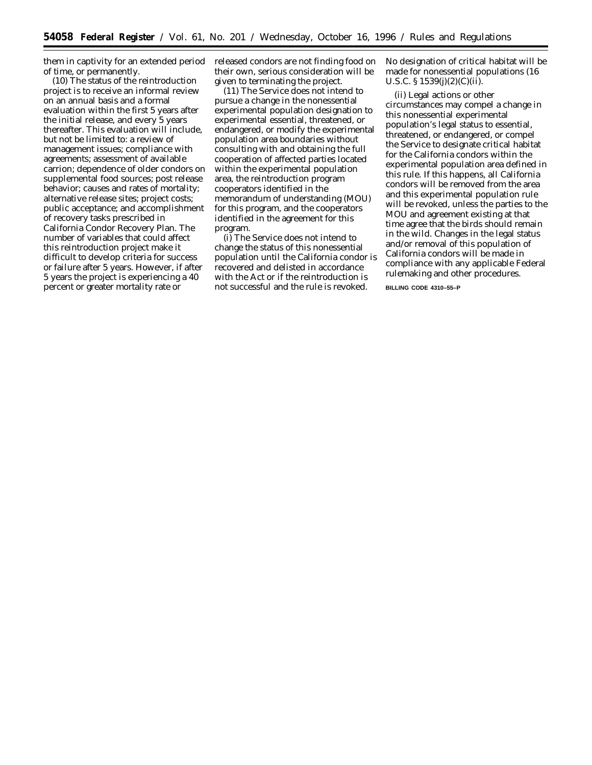them in captivity for an extended period of time, or permanently.

(10) The status of the reintroduction project is to receive an informal review on an annual basis and a formal evaluation within the first 5 years after the initial release, and every 5 years thereafter. This evaluation will include, but not be limited to: a review of management issues; compliance with agreements; assessment of available carrion; dependence of older condors on supplemental food sources; post release behavior; causes and rates of mortality; alternative release sites; project costs; public acceptance; and accomplishment of recovery tasks prescribed in California Condor Recovery Plan. The number of variables that could affect this reintroduction project make it difficult to develop criteria for success or failure after 5 years. However, if after 5 years the project is experiencing a 40 percent or greater mortality rate or released condors are not finding food on their own, serious consideration will be given to terminating the project.

(11) The Service does not intend to pursue a change in the nonessential experimental population designation to experimental essential, threatened, or endangered, or modify the experimental population area boundaries without consulting with and obtaining the full cooperation of affected parties located within the experimental population area, the reintroduction program cooperators identified in the memorandum of understanding (MOU) for this program, and the cooperators identified in the agreement for this program.

(i) The Service does not intend to change the status of this nonessential population until the California condor is recovered and delisted in accordance with the Act or if the reintroduction is not successful and the rule is revoked. No designation of critical habitat will be made for nonessential populations (16 U.S.C. § 1539(j)(2)(C)(ii).

(ii) Legal actions or other circumstances may compel a change in this nonessential experimental population's legal status to essential, threatened, or endangered, or compel the Service to designate critical habitat for the California condors within the experimental population area defined in this rule. If this happens, all California condors will be removed from the area and this experimental population rule will be revoked, unless the parties to the MOU and agreement existing at that time agree that the birds should remain in the wild. Changes in the legal status and/or removal of this population of California condors will be made in compliance with any applicable Federal rulemaking and other procedures.

BILLING CODE 4310–55–P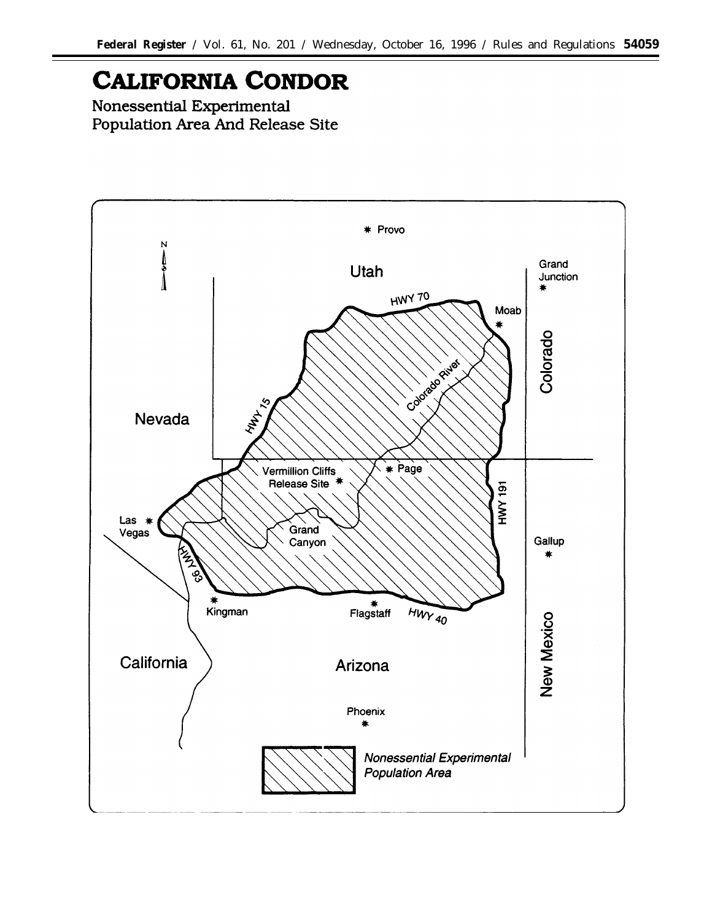# CALIFORNIA CONDOR

Nonessential Experimental
Population Area And Release Site

Provo

N

Utah

Grand
Junction

HWY 70

Moab

Colorado

Colorado River

HWY 15

Nevada

Vermillion Cliffs
Release Site

Page

HWY 191

Las
Vegas

Grand
Canyon

Gallup

HWY 93

Kingman

Flagstaff

HWY 40

California

Arizona

New Mexico

Phoenix

*Nonessential Experimental Population Area*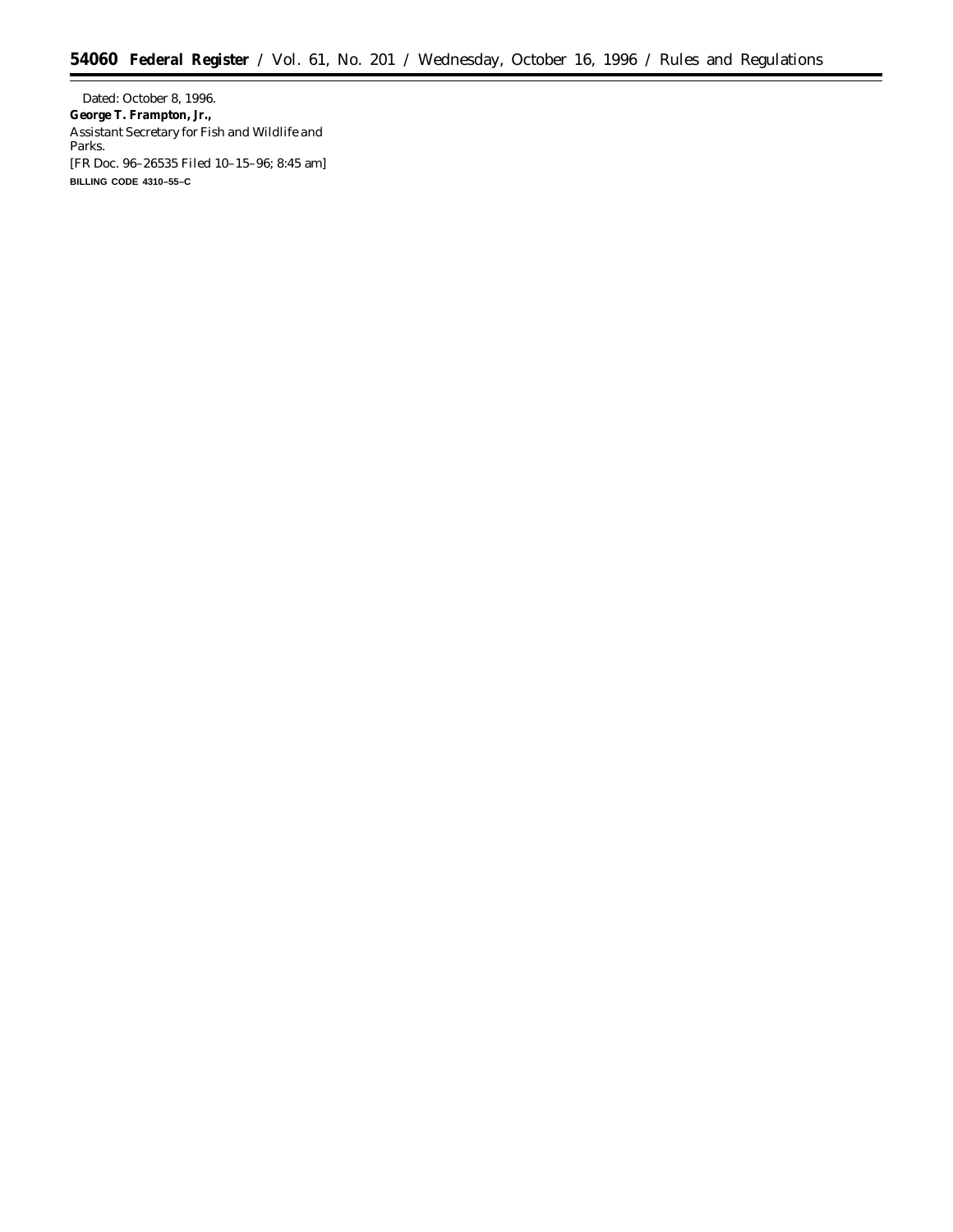Dated: October 8, 1996.

**George T. Frampton, Jr.,**

Assistant Secretary for Fish and Wildlife and Parks.

[FR Doc. 96–26535 Filed 10–15–96; 8:45 am]

**BILLING CODE 4310–55–C**